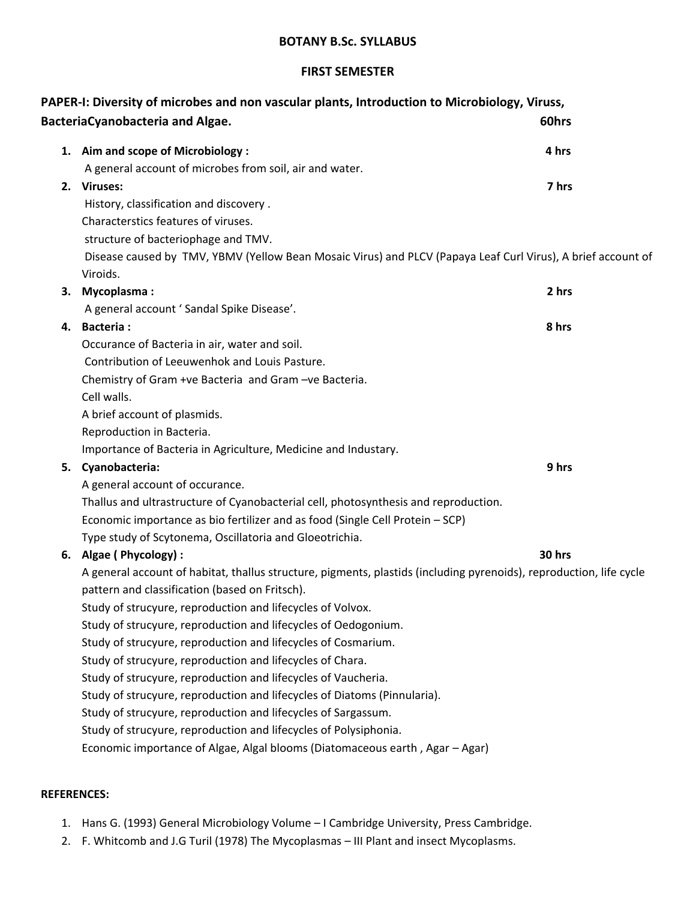# BOTANY B.Sc. SYLLABUS

## FIRST SEMESTER

### PAPER-I: Diversity of microbes and non vascular plants, Introduction to Microbiology, Viruss, BacteriaCyanobacteria and Algae. 60hrs

1. **Aim and scope of Microbiology : 4 hrs**
   A general account of microbes from soil, air and water.
2. **Viruses: 7 hrs**
   History, classification and discovery .
   Characterstics features of viruses.
   structure of bacteriophage and TMV.
   Disease caused by TMV, YBMV (Yellow Bean Mosaic Virus) and PLCV (Papaya Leaf Curl Virus), A brief account of Viroids.
3. **Mycoplasma : 2 hrs**
   A general account ' Sandal Spike Disease'.
4. **Bacteria : 8 hrs**
   Occurance of Bacteria in air, water and soil.
   Contribution of Leeuwenhok and Louis Pasture.
   Chemistry of Gram +ve Bacteria and Gram –ve Bacteria.
   Cell walls.
   A brief account of plasmids.
   Reproduction in Bacteria.
   Importance of Bacteria in Agriculture, Medicine and Industary.
5. **Cyanobacteria: 9 hrs**
   A general account of occurance.
   Thallus and ultrastructure of Cyanobacterial cell, photosynthesis and reproduction.
   Economic importance as bio fertilizer and as food (Single Cell Protein – SCP)
   Type study of Scytonema, Oscillatoria and Gloeotrichia.
6. **Algae ( Phycology) : 30 hrs**
   A general account of habitat, thallus structure, pigments, plastids (including pyrenoids), reproduction, life cycle pattern and classification (based on Fritsch).
   Study of strucyure, reproduction and lifecycles of Volvox.
   Study of strucyure, reproduction and lifecycles of Oedogonium.
   Study of strucyure, reproduction and lifecycles of Cosmarium.
   Study of strucyure, reproduction and lifecycles of Chara.
   Study of strucyure, reproduction and lifecycles of Vaucheria.
   Study of strucyure, reproduction and lifecycles of Diatoms (Pinnularia).
   Study of strucyure, reproduction and lifecycles of Sargassum.
   Study of strucyure, reproduction and lifecycles of Polysiphonia.
   Economic importance of Algae, Algal blooms (Diatomaceous earth , Agar – Agar)

**REFERENCES:**

1. Hans G. (1993) General Microbiology Volume – I Cambridge University, Press Cambridge.
2. F. Whitcomb and J.G Turil (1978) The Mycoplasmas – III Plant and insect Mycoplasms.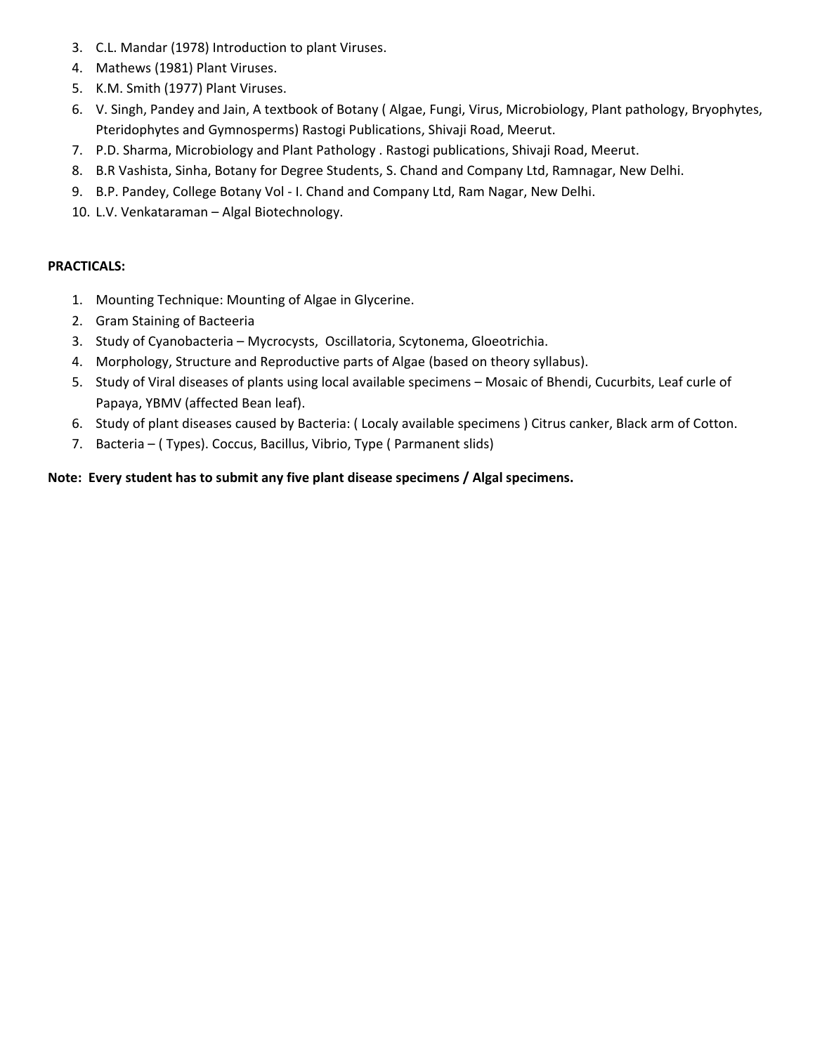3. C.L. Mandar (1978) Introduction to plant Viruses.
4. Mathews (1981) Plant Viruses.
5. K.M. Smith (1977) Plant Viruses.
6. V. Singh, Pandey and Jain, A textbook of Botany ( Algae, Fungi, Virus, Microbiology, Plant pathology, Bryophytes, Pteridophytes and Gymnosperms) Rastogi Publications, Shivaji Road, Meerut.
7. P.D. Sharma, Microbiology and Plant Pathology . Rastogi publications, Shivaji Road, Meerut.
8. B.R Vashista, Sinha, Botany for Degree Students, S. Chand and Company Ltd, Ramnagar, New Delhi.
9. B.P. Pandey, College Botany Vol - I. Chand and Company Ltd, Ram Nagar, New Delhi.
10. L.V. Venkataraman – Algal Biotechnology.

**PRACTICALS:**

1. Mounting Technique: Mounting of Algae in Glycerine.
2. Gram Staining of Bacteeria
3. Study of Cyanobacteria – Mycrocysts, Oscillatoria, Scytonema, Gloeotrichia.
4. Morphology, Structure and Reproductive parts of Algae (based on theory syllabus).
5. Study of Viral diseases of plants using local available specimens – Mosaic of Bhendi, Cucurbits, Leaf curle of Papaya, YBMV (affected Bean leaf).
6. Study of plant diseases caused by Bacteria: ( Localy available specimens ) Citrus canker, Black arm of Cotton.
7. Bacteria – ( Types). Coccus, Bacillus, Vibrio, Type ( Parmanent slids)

**Note: Every student has to submit any five plant disease specimens / Algal specimens.**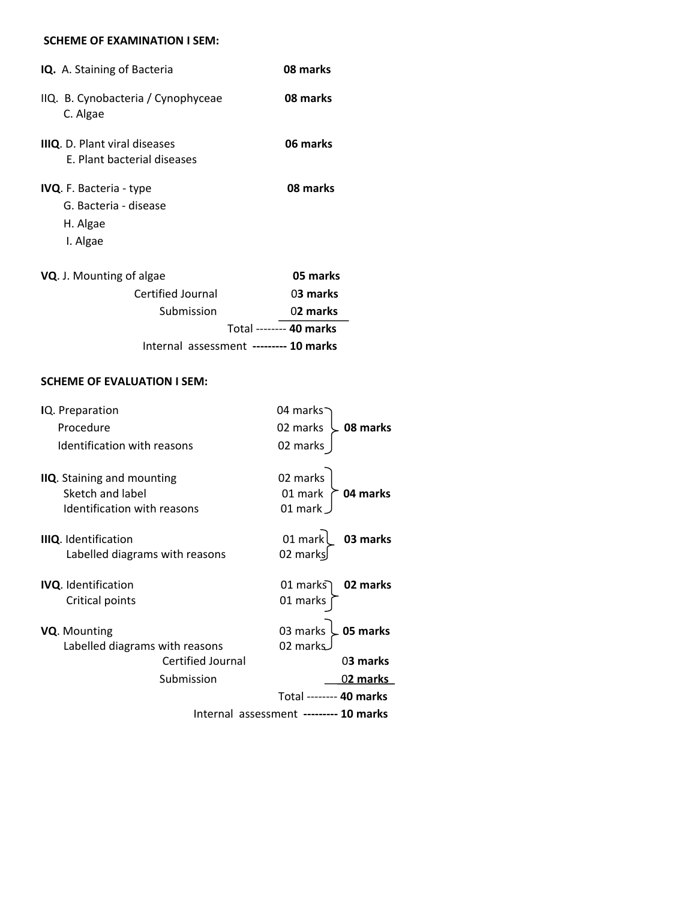**SCHEME OF EXAMINATION I SEM:**

| | |
|---|---|
| **IQ.** A. Staining of Bacteria | **08 marks** |
| IIQ. B. Cynobacteria / Cynophyceae<br>C. Algae | **08 marks** |
| **IIIQ**. D. Plant viral diseases<br>E. Plant bacterial diseases | **06 marks** |
| **IVQ**. F. Bacteria - type<br>G. Bacteria - disease<br>H. Algae<br>I. Algae | **08 marks** |
| **VQ**. J. Mounting of algae | **05 marks** |
| Certified Journal | 0**3 marks** |
| Submission | 0**2 marks** |
| Total -------- | **40 marks** |
| Internal assessment **---------** | **10 marks** |

**SCHEME OF EVALUATION I SEM:**

| | | |
|---|---|---|
| **I**Q. Preparation | 04 marks | **08 marks** |
| Procedure | 02 marks | |
| Identification with reasons | 02 marks | |
| **IIQ**. Staining and mounting | 02 marks | **04 marks** |
| Sketch and label | 01 mark | |
| Identification with reasons | 01 mark | |
| **IIIQ**. Identification | 01 mark | **03 marks** |
| Labelled diagrams with reasons | 02 marks | |
| **IVQ**. Identification | 01 marks | **02 marks** |
| Critical points | 01 marks | |
| **VQ**. Mounting | 03 marks | **05 marks** |
| Labelled diagrams with reasons | 02 marks | |
| Certified Journal | | 0**3 marks** |
| Submission | | 0**2 marks** |
| Total -------- | | **40 marks** |
| Internal assessment **---------** | | **10 marks** |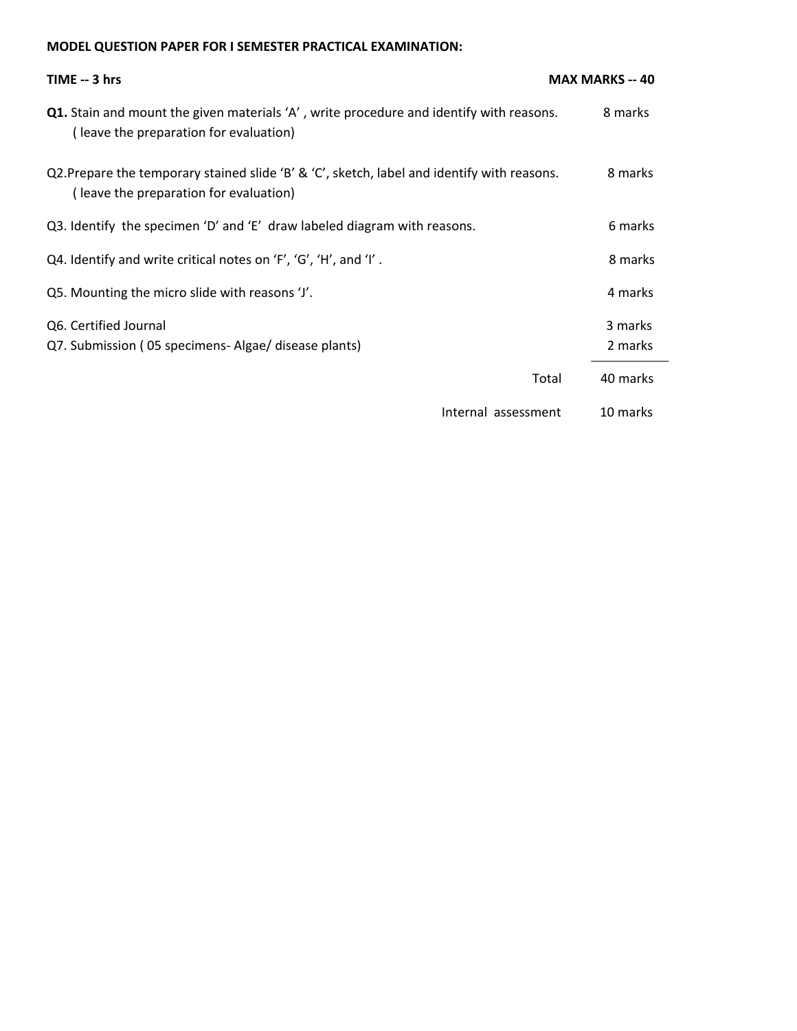**MODEL QUESTION PAPER FOR I SEMESTER PRACTICAL EXAMINATION:**

**TIME -- 3 hrs** **MAX MARKS -- 40**

| Question | Marks |
|---|---|
| **Q1.** Stain and mount the given materials 'A' , write procedure and identify with reasons. ( leave the preparation for evaluation) | 8 marks |
| Q2. Prepare the temporary stained slide 'B' & 'C', sketch, label and identify with reasons. ( leave the preparation for evaluation) | 8 marks |
| Q3. Identify the specimen 'D' and 'E' draw labeled diagram with reasons. | 6 marks |
| Q4. Identify and write critical notes on 'F', 'G', 'H', and 'I' . | 8 marks |
| Q5. Mounting the micro slide with reasons 'J'. | 4 marks |
| Q6. Certified Journal | 3 marks |
| Q7. Submission ( 05 specimens- Algae/ disease plants) | 2 marks |
| Total | 40 marks |
| Internal assessment | 10 marks |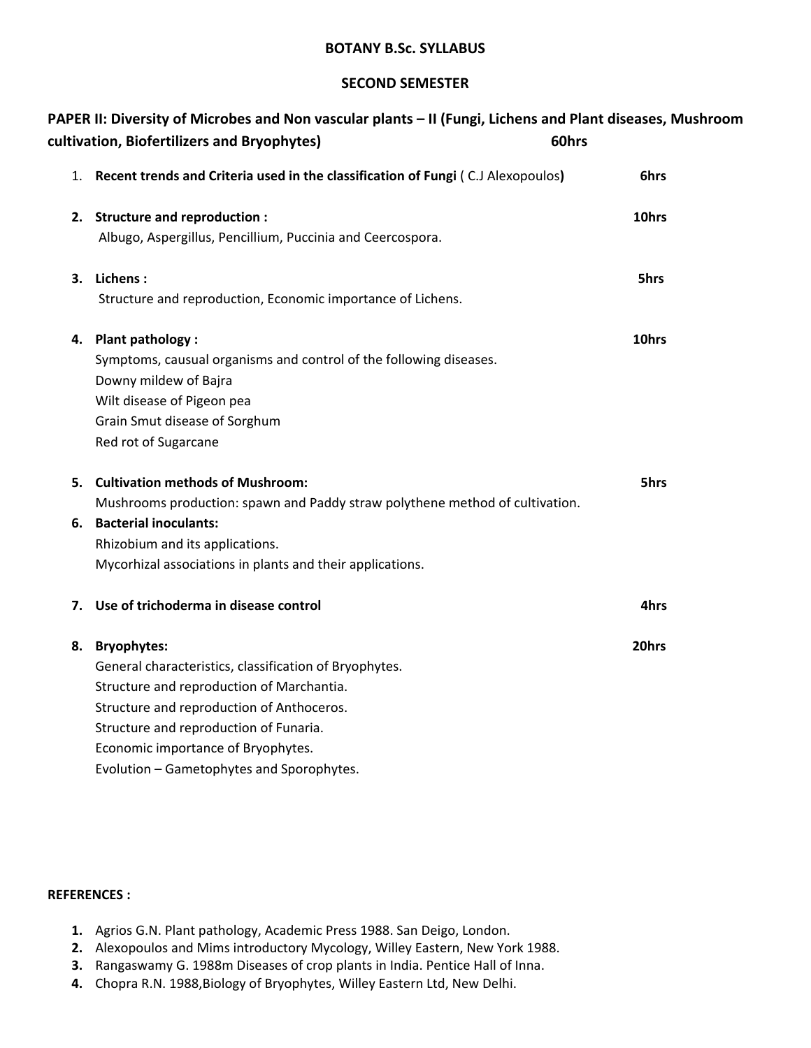# BOTANY B.Sc. SYLLABUS

## SECOND SEMESTER

### PAPER II: Diversity of Microbes and Non vascular plants – II (Fungi, Lichens and Plant diseases, Mushroom cultivation, Biofertilizers and Bryophytes) 60hrs

1. **Recent trends and Criteria used in the classification of Fungi** ( C.J Alexopoulos**)** **6hrs**

2. **Structure and reproduction :** **10hrs**
   Albugo, Aspergillus, Pencillium, Puccinia and Ceercospora.

3. **Lichens :** **5hrs**
   Structure and reproduction, Economic importance of Lichens.

4. **Plant pathology :** **10hrs**
   Symptoms, causual organisms and control of the following diseases.
   Downy mildew of Bajra
   Wilt disease of Pigeon pea
   Grain Smut disease of Sorghum
   Red rot of Sugarcane

5. **Cultivation methods of Mushroom:** **5hrs**
   Mushrooms production: spawn and Paddy straw polythene method of cultivation.

6. **Bacterial inoculants:**
   Rhizobium and its applications.
   Mycorhizal associations in plants and their applications.

7. **Use of trichoderma in disease control** **4hrs**

8. **Bryophytes:** **20hrs**
   General characteristics, classification of Bryophytes.
   Structure and reproduction of Marchantia.
   Structure and reproduction of Anthoceros.
   Structure and reproduction of Funaria.
   Economic importance of Bryophytes.
   Evolution – Gametophytes and Sporophytes.

**REFERENCES :**

1. Agrios G.N. Plant pathology, Academic Press 1988. San Deigo, London.
2. Alexopoulos and Mims introductory Mycology, Willey Eastern, New York 1988.
3. Rangaswamy G. 1988m Diseases of crop plants in India. Pentice Hall of Inna.
4. Chopra R.N. 1988,Biology of Bryophytes, Willey Eastern Ltd, New Delhi.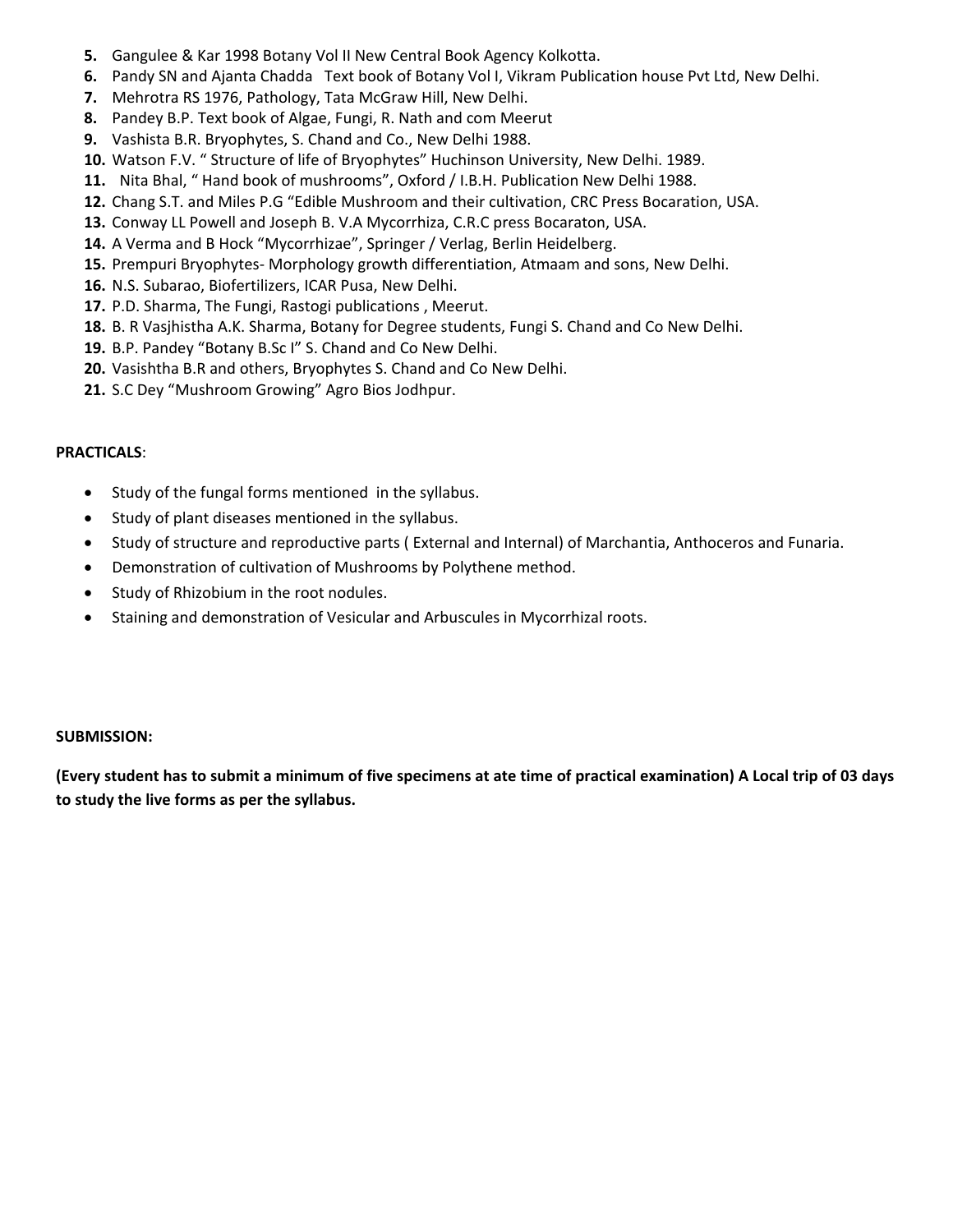5. Gangulee & Kar 1998 Botany Vol II New Central Book Agency Kolkotta.
6. Pandy SN and Ajanta Chadda Text book of Botany Vol I, Vikram Publication house Pvt Ltd, New Delhi.
7. Mehrotra RS 1976, Pathology, Tata McGraw Hill, New Delhi.
8. Pandey B.P. Text book of Algae, Fungi, R. Nath and com Meerut
9. Vashista B.R. Bryophytes, S. Chand and Co., New Delhi 1988.
10. Watson F.V. " Structure of life of Bryophytes" Huchinson University, New Delhi. 1989.
11. Nita Bhal, " Hand book of mushrooms", Oxford / I.B.H. Publication New Delhi 1988.
12. Chang S.T. and Miles P.G "Edible Mushroom and their cultivation, CRC Press Bocaration, USA.
13. Conway LL Powell and Joseph B. V.A Mycorrhiza, C.R.C press Bocaraton, USA.
14. A Verma and B Hock "Mycorrhizae", Springer / Verlag, Berlin Heidelberg.
15. Prempuri Bryophytes- Morphology growth differentiation, Atmaam and sons, New Delhi.
16. N.S. Subarao, Biofertilizers, ICAR Pusa, New Delhi.
17. P.D. Sharma, The Fungi, Rastogi publications , Meerut.
18. B. R Vasjhistha A.K. Sharma, Botany for Degree students, Fungi S. Chand and Co New Delhi.
19. B.P. Pandey "Botany B.Sc I" S. Chand and Co New Delhi.
20. Vasishtha B.R and others, Bryophytes S. Chand and Co New Delhi.
21. S.C Dey "Mushroom Growing" Agro Bios Jodhpur.

**PRACTICALS**:

- Study of the fungal forms mentioned in the syllabus.
- Study of plant diseases mentioned in the syllabus.
- Study of structure and reproductive parts ( External and Internal) of Marchantia, Anthoceros and Funaria.
- Demonstration of cultivation of Mushrooms by Polythene method.
- Study of Rhizobium in the root nodules.
- Staining and demonstration of Vesicular and Arbuscules in Mycorrhizal roots.

**SUBMISSION:**

**(Every student has to submit a minimum of five specimens at ate time of practical examination) A Local trip of 03 days to study the live forms as per the syllabus.**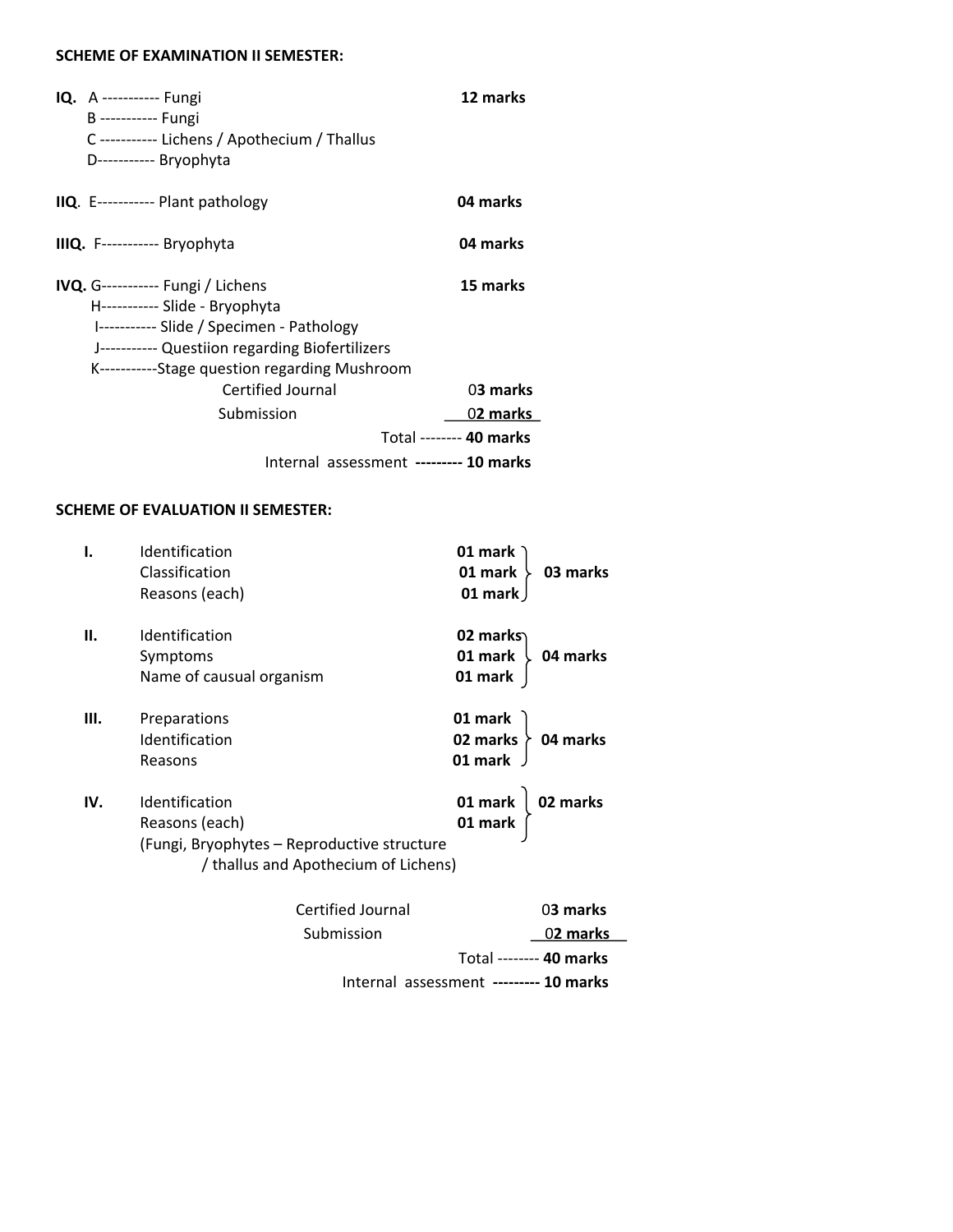**SCHEME OF EXAMINATION II SEMESTER:**

| | | |
|---|---|---|
| **IQ.** | A ----------- Fungi | **12 marks** |
| | B ----------- Fungi | |
| | C ----------- Lichens / Apothecium / Thallus | |
| | D----------- Bryophyta | |
| **IIQ**. | E----------- Plant pathology | **04 marks** |
| **IIIQ.** | F----------- Bryophyta | **04 marks** |
| **IVQ.** | G----------- Fungi / Lichens | **15 marks** |
| | H----------- Slide - Bryophyta | |
| | I----------- Slide / Specimen - Pathology | |
| | J----------- Questiion regarding Biofertilizers | |
| | K-----------Stage question regarding Mushroom | |
| | Certified Journal | 0**3 marks** |
| | Submission | 0**2 marks** |
| | Total -------- | **40 marks** |
| | Internal assessment **---------** | **10 marks** |

**SCHEME OF EVALUATION II SEMESTER:**

| | | | |
|---|---|---|---|
| **I.** | Identification | **01 mark** | **03 marks** |
| | Classification | **01 mark** | |
| | Reasons (each) | **01 mark** | |
| **II.** | Identification | **02 marks** | **04 marks** |
| | Symptoms | **01 mark** | |
| | Name of causual organism | **01 mark** | |
| **III.** | Preparations | **01 mark** | **04 marks** |
| | Identification | **02 marks** | |
| | Reasons | **01 mark** | |
| **IV.** | Identification | **01 mark** | **02 marks** |
| | Reasons (each) | **01 mark** | |
| | (Fungi, Bryophytes – Reproductive structure / thallus and Apothecium of Lichens) | | |

| | |
|---|---|
| Certified Journal | 0**3 marks** |
| Submission | 0**2 marks** |
| Total -------- | **40 marks** |
| Internal assessment **---------** | **10 marks** |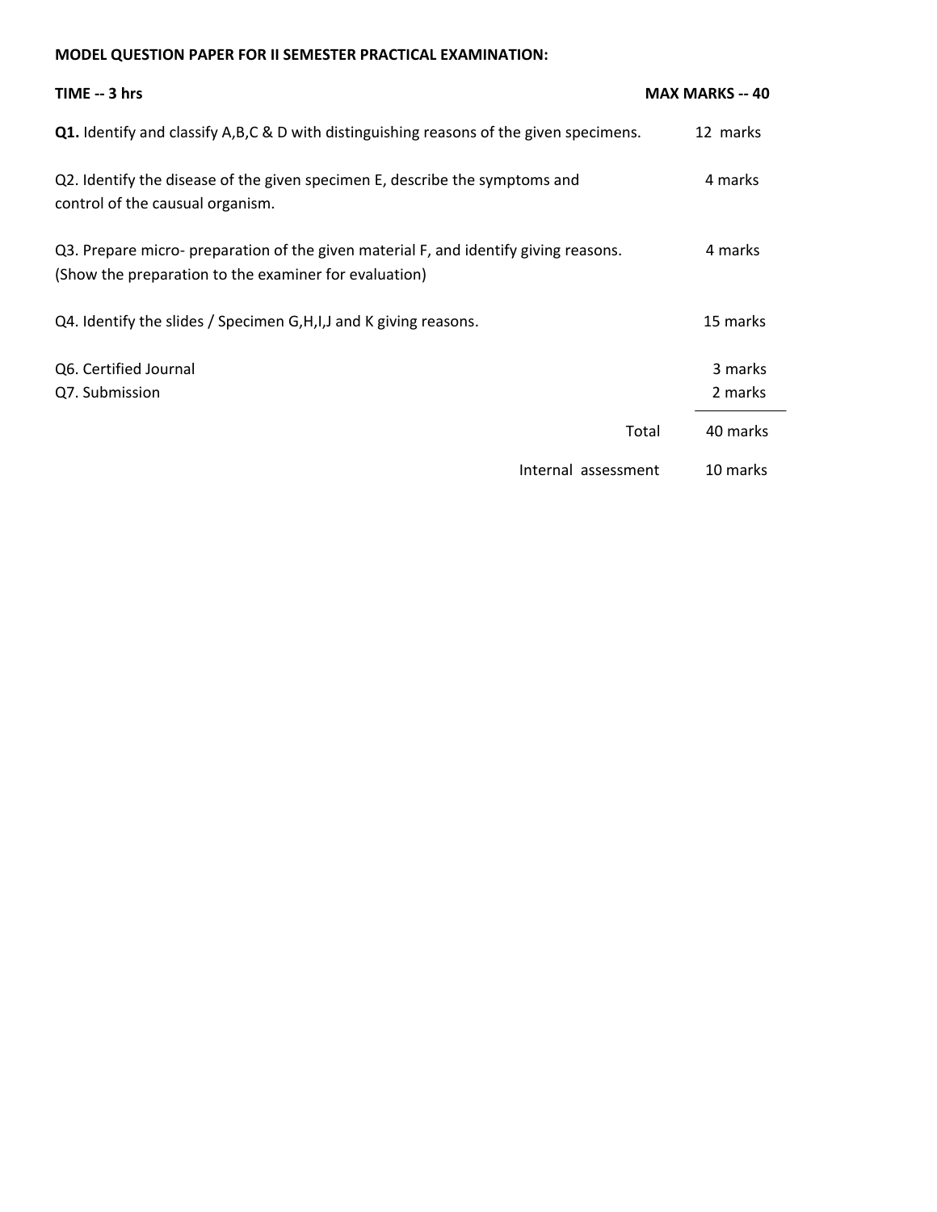**MODEL QUESTION PAPER FOR II SEMESTER PRACTICAL EXAMINATION:**

| **TIME -- 3 hrs** | **MAX MARKS -- 40** |
|---|---|
| **Q1.** Identify and classify A,B,C & D with distinguishing reasons of the given specimens. | 12 marks |
| Q2. Identify the disease of the given specimen E, describe the symptoms and control of the causual organism. | 4 marks |
| Q3. Prepare micro- preparation of the given material F, and identify giving reasons. (Show the preparation to the examiner for evaluation) | 4 marks |
| Q4. Identify the slides / Specimen G,H,I,J and K giving reasons. | 15 marks |
| Q6. Certified Journal | 3 marks |
| Q7. Submission | 2 marks |
| Total | 40 marks |
| Internal assessment | 10 marks |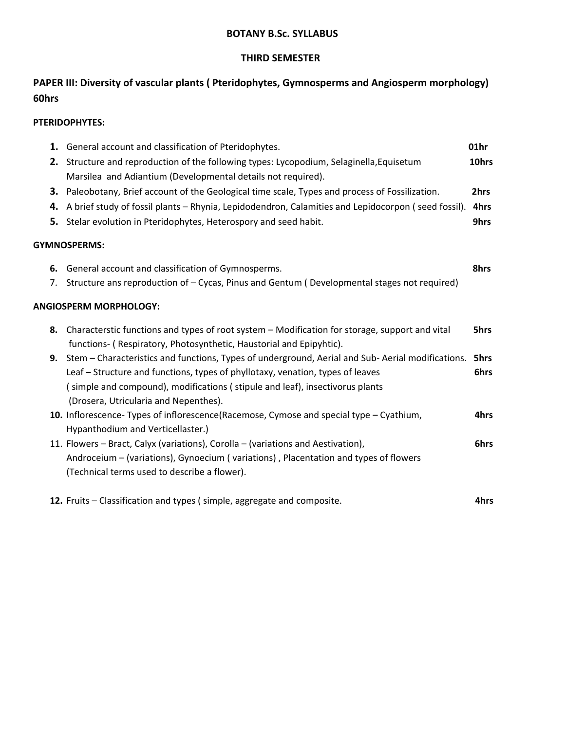**BOTANY B.Sc. SYLLABUS**

**THIRD SEMESTER**

## PAPER III: Diversity of vascular plants ( Pteridophytes, Gymnosperms and Angiosperm morphology) 60hrs

### PTERIDOPHYTES:

1. General account and classification of Pteridophytes. **01hr**
2. Structure and reproduction of the following types: Lycopodium, Selaginella,Equisetum Marsilea and Adiantium (Developmental details not required). **10hrs**
3. Paleobotany, Brief account of the Geological time scale, Types and process of Fossilization. **2hrs**
4. A brief study of fossil plants – Rhynia, Lepidodendron, Calamities and Lepidocorpon ( seed fossil). **4hrs**
5. Stelar evolution in Pteridophytes, Heterospory and seed habit. **9hrs**

### GYMNOSPERMS:

6. General account and classification of Gymnosperms. **8hrs**
7. Structure ans reproduction of – Cycas, Pinus and Gentum ( Developmental stages not required)

### ANGIOSPERM MORPHOLOGY:

8. Characterstic functions and types of root system – Modification for storage, support and vital functions- ( Respiratory, Photosynthetic, Haustorial and Epipyhtic). **5hrs**
9. Stem – Characteristics and functions, Types of underground, Aerial and Sub- Aerial modifications. **5hrs**
   Leaf – Structure and functions, types of phyllotaxy, venation, types of leaves ( simple and compound), modifications ( stipule and leaf), insectivorus plants (Drosera, Utricularia and Nepenthes). **6hrs**
10. Inflorescence- Types of inflorescence(Racemose, Cymose and special type – Cyathium, Hypanthodium and Verticellaster.) **4hrs**
11. Flowers – Bract, Calyx (variations), Corolla – (variations and Aestivation), Androceium – (variations), Gynoecium ( variations) , Placentation and types of flowers (Technical terms used to describe a flower). **6hrs**
12. Fruits – Classification and types ( simple, aggregate and composite. **4hrs**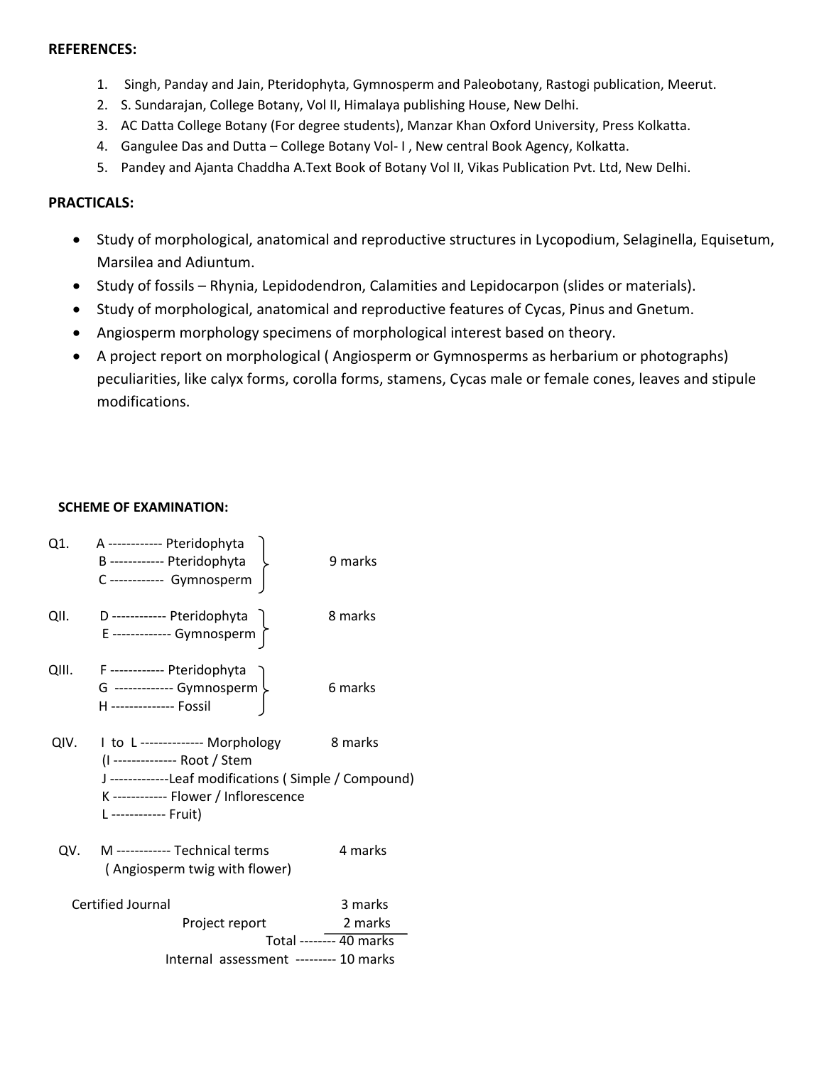**REFERENCES:**

1. Singh, Panday and Jain, Pteridophyta, Gymnosperm and Paleobotany, Rastogi publication, Meerut.
2. S. Sundarajan, College Botany, Vol II, Himalaya publishing House, New Delhi.
3. AC Datta College Botany (For degree students), Manzar Khan Oxford University, Press Kolkatta.
4. Gangulee Das and Dutta – College Botany Vol- I , New central Book Agency, Kolkatta.
5. Pandey and Ajanta Chaddha A.Text Book of Botany Vol II, Vikas Publication Pvt. Ltd, New Delhi.

**PRACTICALS:**

- Study of morphological, anatomical and reproductive structures in Lycopodium, Selaginella, Equisetum, Marsilea and Adiuntum.
- Study of fossils – Rhynia, Lepidodendron, Calamities and Lepidocarpon (slides or materials).
- Study of morphological, anatomical and reproductive features of Cycas, Pinus and Gnetum.
- Angiosperm morphology specimens of morphological interest based on theory.
- A project report on morphological ( Angiosperm or Gymnosperms as herbarium or photographs) peculiarities, like calyx forms, corolla forms, stamens, Cycas male or female cones, leaves and stipule modifications.

**SCHEME OF EXAMINATION:**

| Question | Specimen | Marks |
|---|---|---|
| Q1. | A ------------ Pteridophyta<br>B ------------ Pteridophyta<br>C ------------ Gymnosperm | 9 marks |
| QII. | D ------------ Pteridophyta<br>E ------------- Gymnosperm | 8 marks |
| QIII. | F ------------ Pteridophyta<br>G ------------- Gymnosperm<br>H -------------- Fossil | 6 marks |
| QIV. | I to L -------------- Morphology<br>(I -------------- Root / Stem<br>J -------------Leaf modifications ( Simple / Compound)<br>K ------------ Flower / Inflorescence<br>L ------------ Fruit) | 8 marks |
| QV. | M ------------ Technical terms<br>( Angiosperm twig with flower) | 4 marks |
| | Certified Journal | 3 marks |
| | Project report | 2 marks |
| | Total | 40 marks |
| | Internal assessment | 10 marks |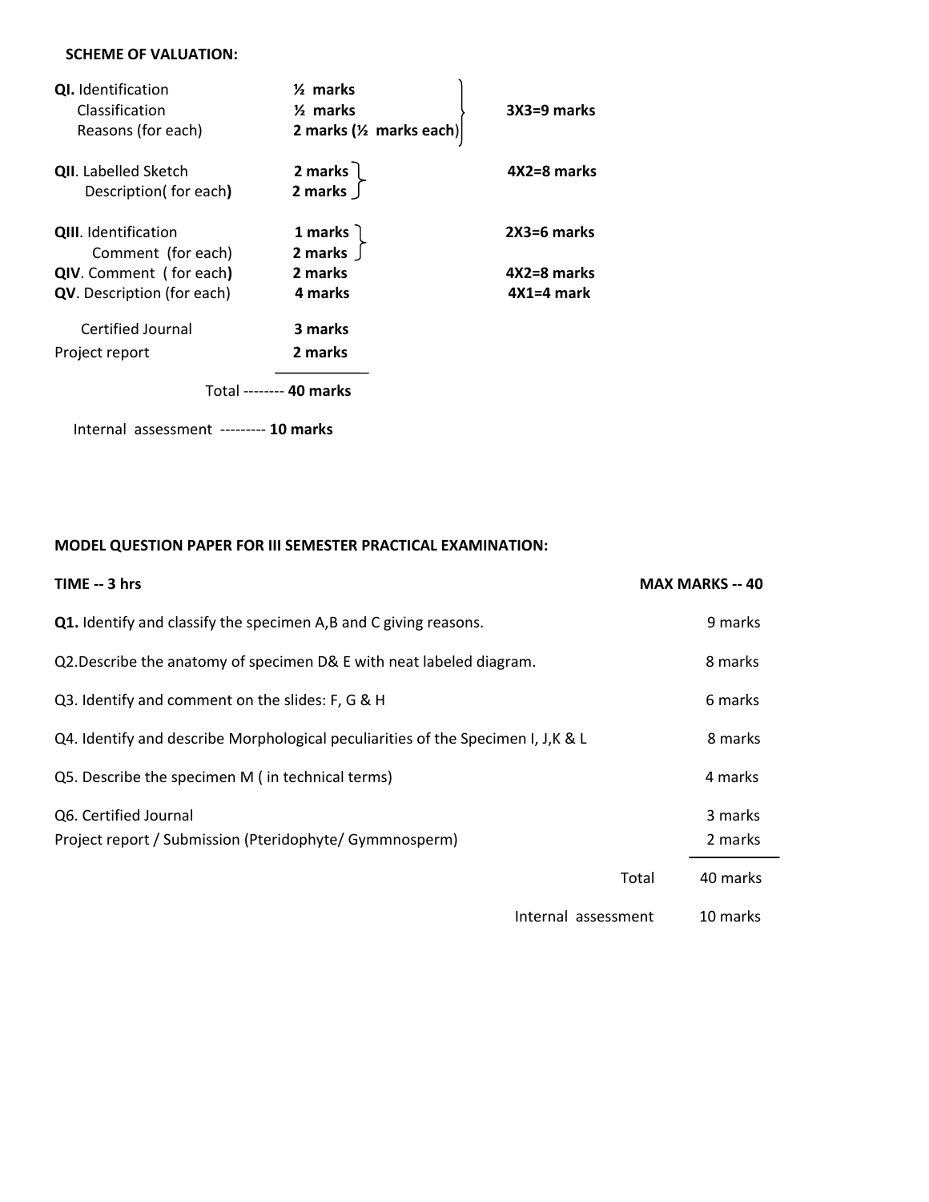**SCHEME OF VALUATION:**

| | | |
|---|---|---|
| **QI.** Identification | **½ marks** | **3X3=9 marks** |
| Classification | **½ marks** | |
| Reasons (for each) | **2 marks (½ marks each)** | |
| **QII**. Labelled Sketch | **2 marks** | **4X2=8 marks** |
| Description( for each**)** | **2 marks** | |
| **QIII**. Identification | **1 marks** | **2X3=6 marks** |
| Comment (for each) | **2 marks** | |
| **QIV**. Comment ( for each**)** | **2 marks** | **4X2=8 marks** |
| **QV**. Description (for each) | **4 marks** | **4X1=4 mark** |
| Certified Journal | **3 marks** | |
| Project report | **2 marks** | |
| Total -------- | **40 marks** | |

Internal assessment --------- **10 marks**

**MODEL QUESTION PAPER FOR III SEMESTER PRACTICAL EXAMINATION:**

**TIME -- 3 hrs** | **MAX MARKS -- 40**

| | |
|---|---|
| **Q1.** Identify and classify the specimen A,B and C giving reasons. | 9 marks |
| Q2.Describe the anatomy of specimen D& E with neat labeled diagram. | 8 marks |
| Q3. Identify and comment on the slides: F, G & H | 6 marks |
| Q4. Identify and describe Morphological peculiarities of the Specimen I, J,K & L | 8 marks |
| Q5. Describe the specimen M ( in technical terms) | 4 marks |
| Q6. Certified Journal | 3 marks |
| Project report / Submission (Pteridophyte/ Gymmnosperm) | 2 marks |
| Total | 40 marks |
| Internal assessment | 10 marks |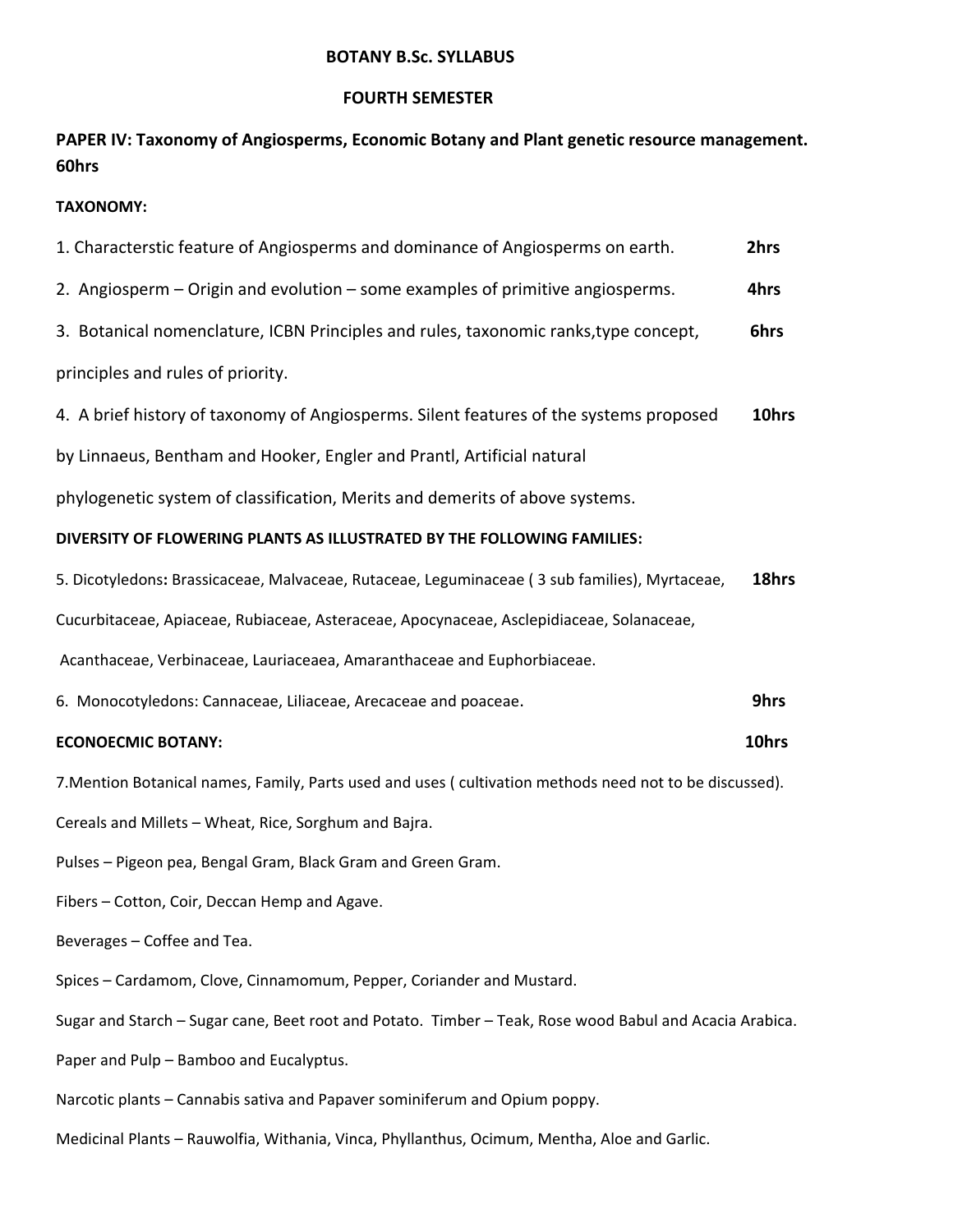**BOTANY B.Sc. SYLLABUS**

**FOURTH SEMESTER**

**PAPER IV: Taxonomy of Angiosperms, Economic Botany and Plant genetic resource management. 60hrs**

**TAXONOMY:**

1. Characterstic feature of Angiosperms and dominance of Angiosperms on earth. **2hrs**

2. Angiosperm – Origin and evolution – some examples of primitive angiosperms. **4hrs**

3. Botanical nomenclature, ICBN Principles and rules, taxonomic ranks,type concept, principles and rules of priority. **6hrs**

4. A brief history of taxonomy of Angiosperms. Silent features of the systems proposed by Linnaeus, Bentham and Hooker, Engler and Prantl, Artificial natural phylogenetic system of classification, Merits and demerits of above systems. **10hrs**

**DIVERSITY OF FLOWERING PLANTS AS ILLUSTRATED BY THE FOLLOWING FAMILIES:**

5. Dicotyledons**:** Brassicaceae, Malvaceae, Rutaceae, Leguminaceae ( 3 sub families), Myrtaceae, Cucurbitaceae, Apiaceae, Rubiaceae, Asteraceae, Apocynaceae, Asclepidiaceae, Solanaceae, Acanthaceae, Verbinaceae, Lauriaceaea, Amaranthaceae and Euphorbiaceae. **18hrs**

6. Monocotyledons: Cannaceae, Liliaceae, Arecaceae and poaceae. **9hrs**

**ECONOECMIC BOTANY: 10hrs**

7.Mention Botanical names, Family, Parts used and uses ( cultivation methods need not to be discussed).

Cereals and Millets – Wheat, Rice, Sorghum and Bajra.

Pulses – Pigeon pea, Bengal Gram, Black Gram and Green Gram.

Fibers – Cotton, Coir, Deccan Hemp and Agave.

Beverages – Coffee and Tea.

Spices – Cardamom, Clove, Cinnamomum, Pepper, Coriander and Mustard.

Sugar and Starch – Sugar cane, Beet root and Potato. Timber – Teak, Rose wood Babul and Acacia Arabica.

Paper and Pulp – Bamboo and Eucalyptus.

Narcotic plants – Cannabis sativa and Papaver sominiferum and Opium poppy.

Medicinal Plants – Rauwolfia, Withania, Vinca, Phyllanthus, Ocimum, Mentha, Aloe and Garlic.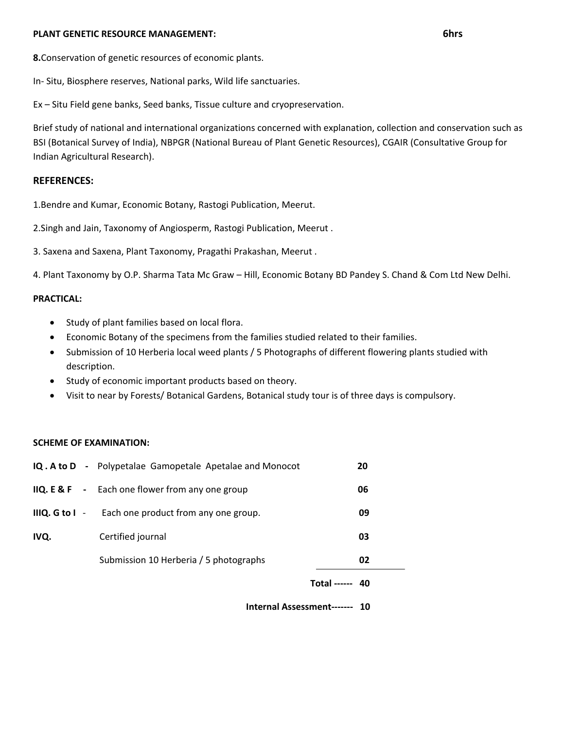**PLANT GENETIC RESOURCE MANAGEMENT: 6hrs**

**8.** Conservation of genetic resources of economic plants.

In- Situ, Biosphere reserves, National parks, Wild life sanctuaries.

Ex – Situ Field gene banks, Seed banks, Tissue culture and cryopreservation.

Brief study of national and international organizations concerned with explanation, collection and conservation such as BSI (Botanical Survey of India), NBPGR (National Bureau of Plant Genetic Resources), CGAIR (Consultative Group for Indian Agricultural Research).

## REFERENCES:

1. Bendre and Kumar, Economic Botany, Rastogi Publication, Meerut.
2. Singh and Jain, Taxonomy of Angiosperm, Rastogi Publication, Meerut .
3. Saxena and Saxena, Plant Taxonomy, Pragathi Prakashan, Meerut .
4. Plant Taxonomy by O.P. Sharma Tata Mc Graw – Hill, Economic Botany BD Pandey S. Chand & Com Ltd New Delhi.

**PRACTICAL:**

- Study of plant families based on local flora.
- Economic Botany of the specimens from the families studied related to their families.
- Submission of 10 Herberia local weed plants / 5 Photographs of different flowering plants studied with description.
- Study of economic important products based on theory.
- Visit to near by Forests/ Botanical Gardens, Botanical study tour is of three days is compulsory.

**SCHEME OF EXAMINATION:**

| | | |
|---|---|---|
| **IQ . A to D -** | Polypetalae Gamopetale Apetalae and Monocot | **20** |
| **IIQ. E & F -** | Each one flower from any one group | **06** |
| **IIIQ. G to I -** | Each one product from any one group. | **09** |
| **IVQ.** | Certified journal | **03** |
| | Submission 10 Herberia / 5 photographs | **02** |
| | **Total ------** | **40** |
| | **Internal Assessment-------** | **10** |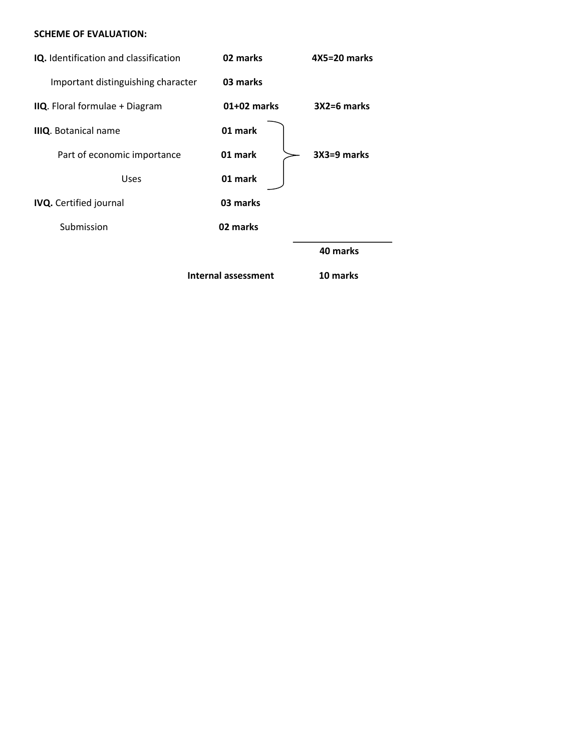**SCHEME OF EVALUATION:**

| | | |
|---|---|---|
| **IQ.** Identification and classification | **02 marks** | **4X5=20 marks** |
| Important distinguishing character | **03 marks** | |
| **IIQ**. Floral formulae + Diagram | **01+02 marks** | **3X2=6 marks** |
| **IIIQ**. Botanical name | **01 mark** | |
| Part of economic importance | **01 mark** | **3X3=9 marks** |
| Uses | **01 mark** | |
| **IVQ.** Certified journal | **03 marks** | |
| Submission | **02 marks** | |
| | | **40 marks** |
| | **Internal assessment** | **10 marks** |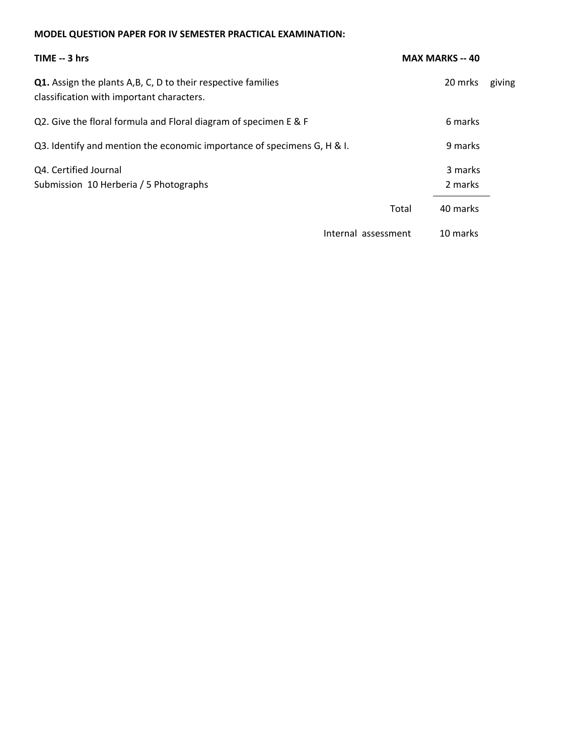**MODEL QUESTION PAPER FOR IV SEMESTER PRACTICAL EXAMINATION:**

**TIME -- 3 hrs** **MAX MARKS -- 40**

| | | |
|---|---|---|
| **Q1.** Assign the plants A,B, C, D to their respective families giving classification with important characters. | | 20 mrks |
| Q2. Give the floral formula and Floral diagram of specimen E & F | | 6 marks |
| Q3. Identify and mention the economic importance of specimens G, H & I. | | 9 marks |
| Q4. Certified Journal | | 3 marks |
| Submission 10 Herberia / 5 Photographs | | 2 marks |
| | Total | 40 marks |
| | Internal assessment | 10 marks |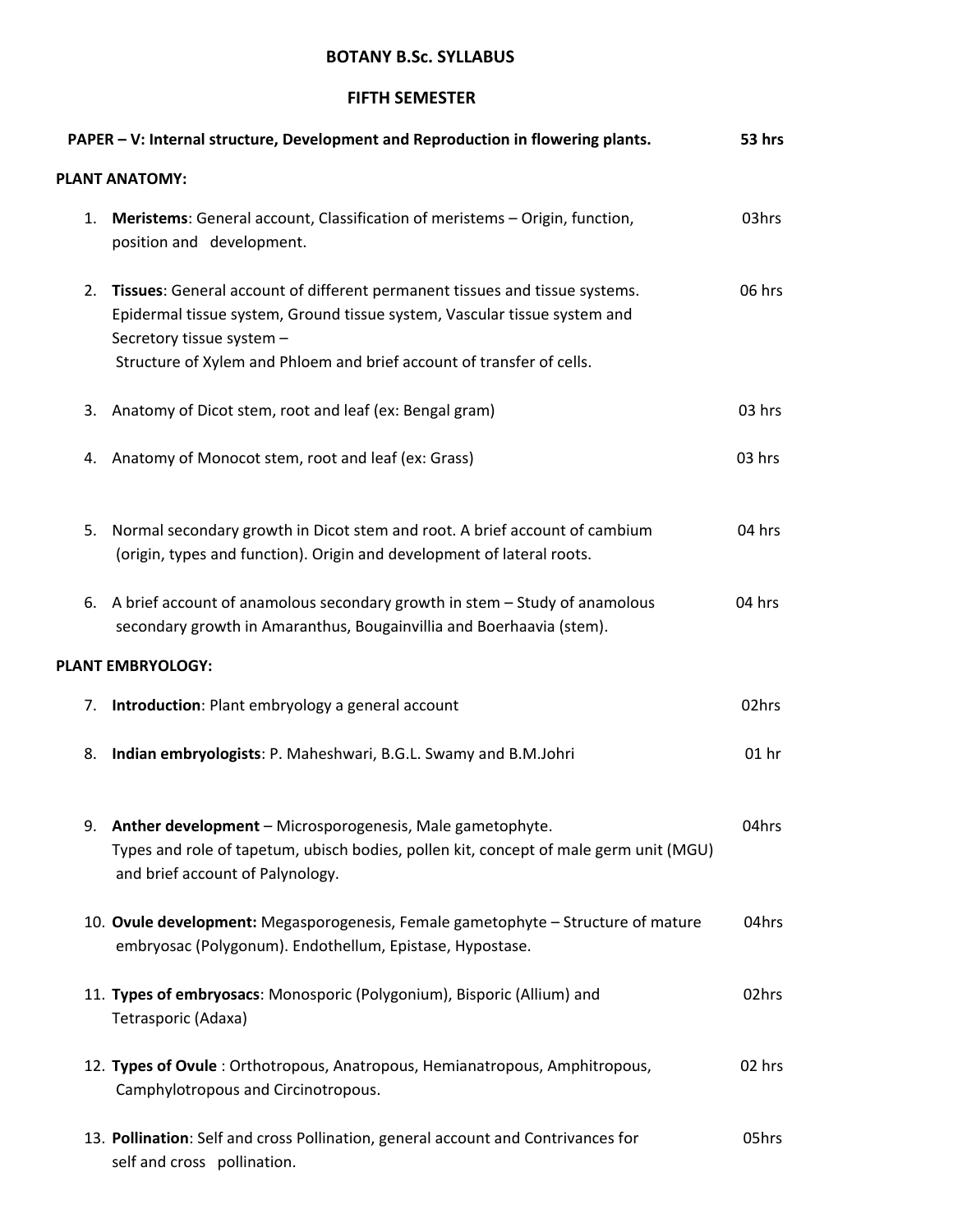# BOTANY B.Sc. SYLLABUS

## FIFTH SEMESTER

**PAPER – V: Internal structure, Development and Reproduction in flowering plants.** **53 hrs**

### PLANT ANATOMY:

1. **Meristems**: General account, Classification of meristems – Origin, function, position and development. — 03hrs

2. **Tissues**: General account of different permanent tissues and tissue systems. Epidermal tissue system, Ground tissue system, Vascular tissue system and Secretory tissue system – Structure of Xylem and Phloem and brief account of transfer of cells. — 06 hrs

3. Anatomy of Dicot stem, root and leaf (ex: Bengal gram) — 03 hrs

4. Anatomy of Monocot stem, root and leaf (ex: Grass) — 03 hrs

5. Normal secondary growth in Dicot stem and root. A brief account of cambium (origin, types and function). Origin and development of lateral roots. — 04 hrs

6. A brief account of anamolous secondary growth in stem – Study of anamolous secondary growth in Amaranthus, Bougainvillia and Boerhaavia (stem). — 04 hrs

### PLANT EMBRYOLOGY:

7. **Introduction**: Plant embryology a general account — 02hrs

8. **Indian embryologists**: P. Maheshwari, B.G.L. Swamy and B.M.Johri — 01 hr

9. **Anther development** – Microsporogenesis, Male gametophyte. Types and role of tapetum, ubisch bodies, pollen kit, concept of male germ unit (MGU) and brief account of Palynology. — 04hrs

10. **Ovule development:** Megasporogenesis, Female gametophyte – Structure of mature embryosac (Polygonum). Endothellum, Epistase, Hypostase. — 04hrs

11. **Types of embryosacs**: Monosporic (Polygonium), Bisporic (Allium) and Tetrasporic (Adaxa) — 02hrs

12. **Types of Ovule** : Orthotropous, Anatropous, Hemianatropous, Amphitropous, Camphylotropous and Circinotropous. — 02 hrs

13. **Pollination**: Self and cross Pollination, general account and Contrivances for self and cross pollination. — 05hrs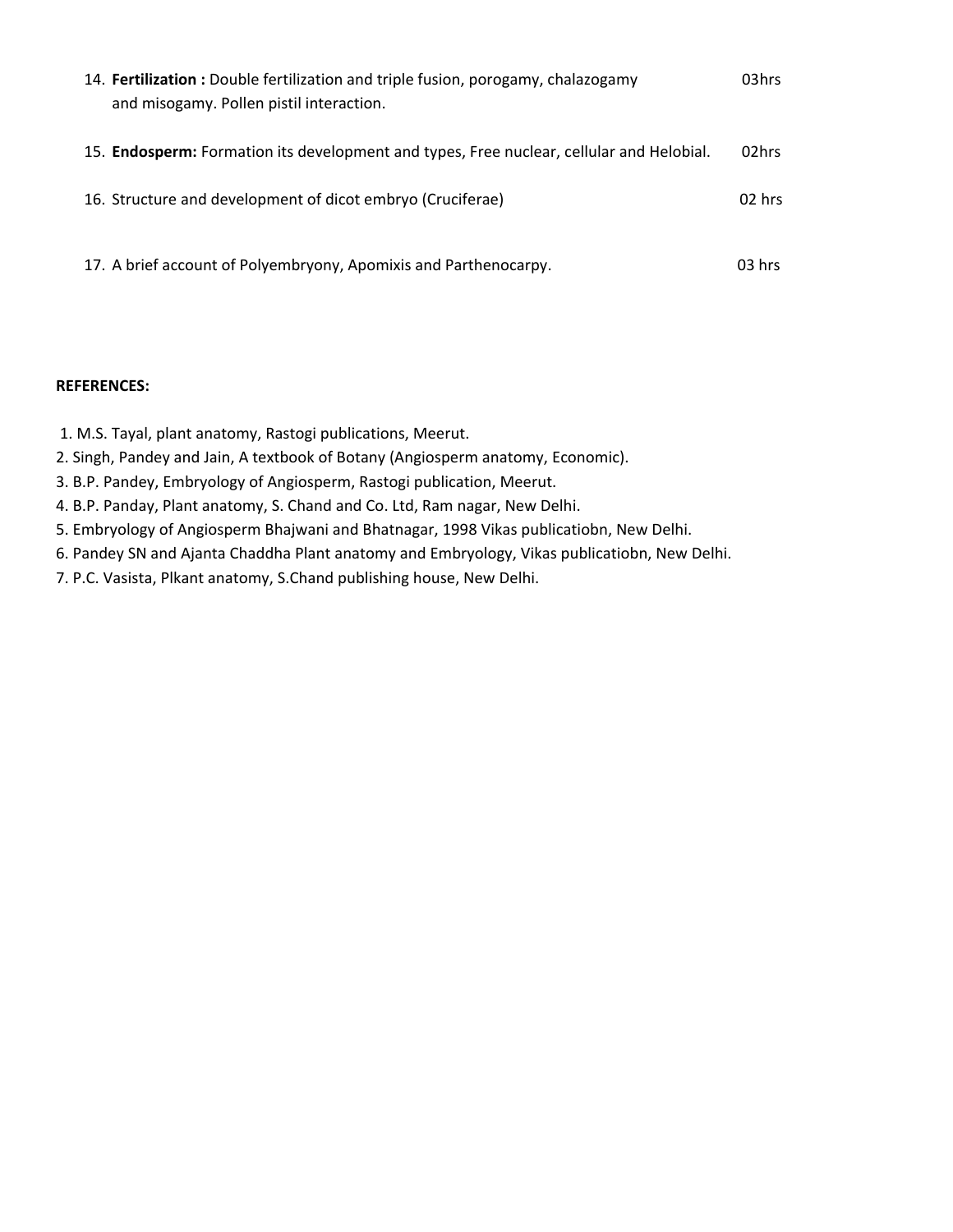14. **Fertilization :** Double fertilization and triple fusion, porogamy, chalazogamy and misogamy. Pollen pistil interaction. 03hrs

15. **Endosperm:** Formation its development and types, Free nuclear, cellular and Helobial. 02hrs

16. Structure and development of dicot embryo (Cruciferae) 02 hrs

17. A brief account of Polyembryony, Apomixis and Parthenocarpy. 03 hrs

**REFERENCES:**

1. M.S. Tayal, plant anatomy, Rastogi publications, Meerut.
2. Singh, Pandey and Jain, A textbook of Botany (Angiosperm anatomy, Economic).
3. B.P. Pandey, Embryology of Angiosperm, Rastogi publication, Meerut.
4. B.P. Panday, Plant anatomy, S. Chand and Co. Ltd, Ram nagar, New Delhi.
5. Embryology of Angiosperm Bhajwani and Bhatnagar, 1998 Vikas publicatiobn, New Delhi.
6. Pandey SN and Ajanta Chaddha Plant anatomy and Embryology, Vikas publicatiobn, New Delhi.
7. P.C. Vasista, Plkant anatomy, S.Chand publishing house, New Delhi.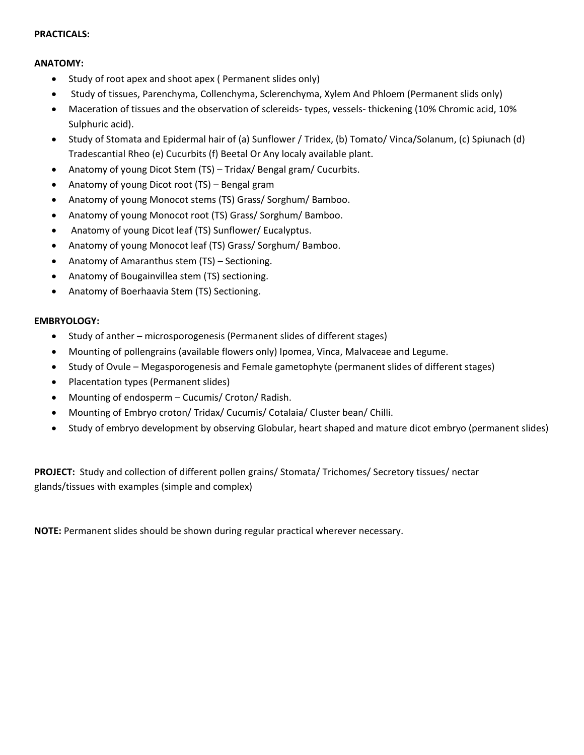**PRACTICALS:**

**ANATOMY:**

- Study of root apex and shoot apex ( Permanent slides only)
- Study of tissues, Parenchyma, Collenchyma, Sclerenchyma, Xylem And Phloem (Permanent slids only)
- Maceration of tissues and the observation of sclereids- types, vessels- thickening (10% Chromic acid, 10% Sulphuric acid).
- Study of Stomata and Epidermal hair of (a) Sunflower / Tridex, (b) Tomato/ Vinca/Solanum, (c) Spiunach (d) Tradescantial Rheo (e) Cucurbits (f) Beetal Or Any localy available plant.
- Anatomy of young Dicot Stem (TS) – Tridax/ Bengal gram/ Cucurbits.
- Anatomy of young Dicot root (TS) – Bengal gram
- Anatomy of young Monocot stems (TS) Grass/ Sorghum/ Bamboo.
- Anatomy of young Monocot root (TS) Grass/ Sorghum/ Bamboo.
- Anatomy of young Dicot leaf (TS) Sunflower/ Eucalyptus.
- Anatomy of young Monocot leaf (TS) Grass/ Sorghum/ Bamboo.
- Anatomy of Amaranthus stem (TS) – Sectioning.
- Anatomy of Bougainvillea stem (TS) sectioning.
- Anatomy of Boerhaavia Stem (TS) Sectioning.

**EMBRYOLOGY:**

- Study of anther – microsporogenesis (Permanent slides of different stages)
- Mounting of pollengrains (available flowers only) Ipomea, Vinca, Malvaceae and Legume.
- Study of Ovule – Megasporogenesis and Female gametophyte (permanent slides of different stages)
- Placentation types (Permanent slides)
- Mounting of endosperm – Cucumis/ Croton/ Radish.
- Mounting of Embryo croton/ Tridax/ Cucumis/ Cotalaia/ Cluster bean/ Chilli.
- Study of embryo development by observing Globular, heart shaped and mature dicot embryo (permanent slides)

**PROJECT:** Study and collection of different pollen grains/ Stomata/ Trichomes/ Secretory tissues/ nectar glands/tissues with examples (simple and complex)

**NOTE:** Permanent slides should be shown during regular practical wherever necessary.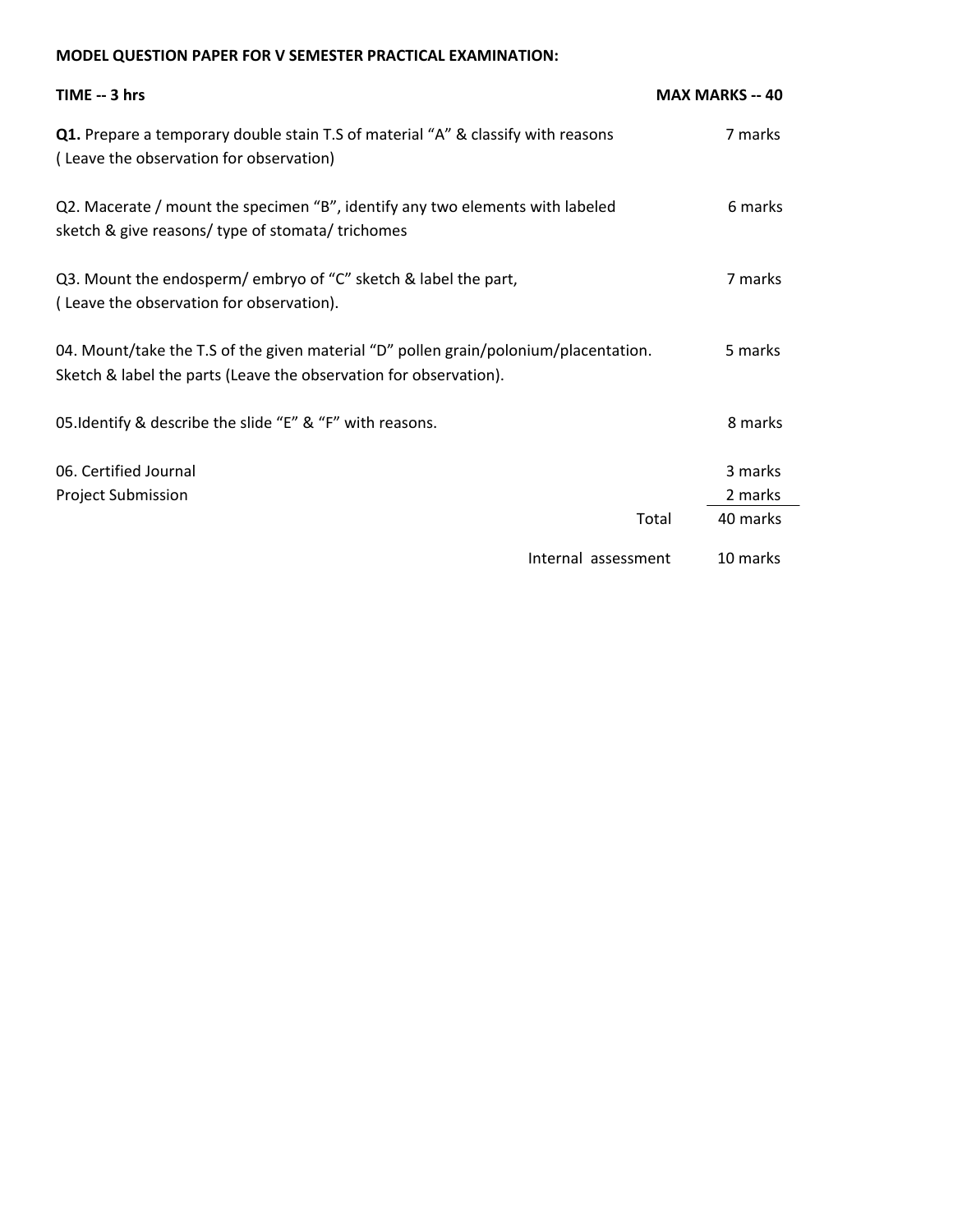**MODEL QUESTION PAPER FOR V SEMESTER PRACTICAL EXAMINATION:**

**TIME -- 3 hrs** **MAX MARKS -- 40**

| Question | Marks |
| --- | --- |
| **Q1.** Prepare a temporary double stain T.S of material "A" & classify with reasons ( Leave the observation for observation) | 7 marks |
| Q2. Macerate / mount the specimen "B", identify any two elements with labeled sketch & give reasons/ type of stomata/ trichomes | 6 marks |
| Q3. Mount the endosperm/ embryo of "C" sketch & label the part, ( Leave the observation for observation). | 7 marks |
| 04. Mount/take the T.S of the given material "D" pollen grain/polonium/placentation. Sketch & label the parts (Leave the observation for observation). | 5 marks |
| 05.Identify & describe the slide "E" & "F" with reasons. | 8 marks |
| 06. Certified Journal | 3 marks |
| Project Submission | 2 marks |
| Total | 40 marks |
| Internal assessment | 10 marks |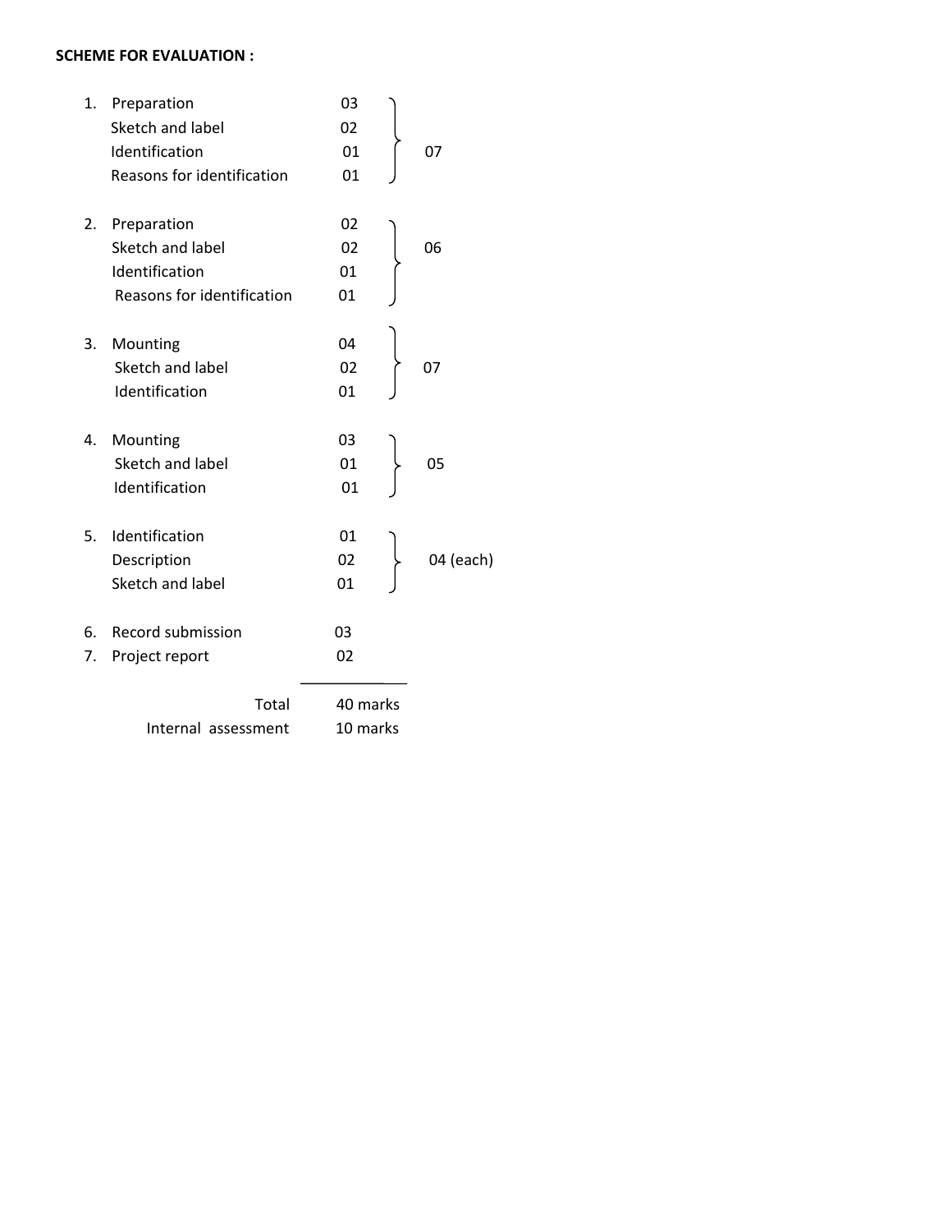**SCHEME FOR EVALUATION :**

| No. | Item | Marks | Total |
|---|---|---|---|
| 1. | Preparation | 03 | 07 |
| | Sketch and label | 02 | |
| | Identification | 01 | |
| | Reasons for identification | 01 | |
| 2. | Preparation | 02 | 06 |
| | Sketch and label | 02 | |
| | Identification | 01 | |
| | Reasons for identification | 01 | |
| 3. | Mounting | 04 | 07 |
| | Sketch and label | 02 | |
| | Identification | 01 | |
| 4. | Mounting | 03 | 05 |
| | Sketch and label | 01 | |
| | Identification | 01 | |
| 5. | Identification | 01 | 04 (each) |
| | Description | 02 | |
| | Sketch and label | 01 | |
| 6. | Record submission | 03 | |
| 7. | Project report | 02 | |
| | **Total** | 40 marks | |
| | **Internal assessment** | 10 marks | |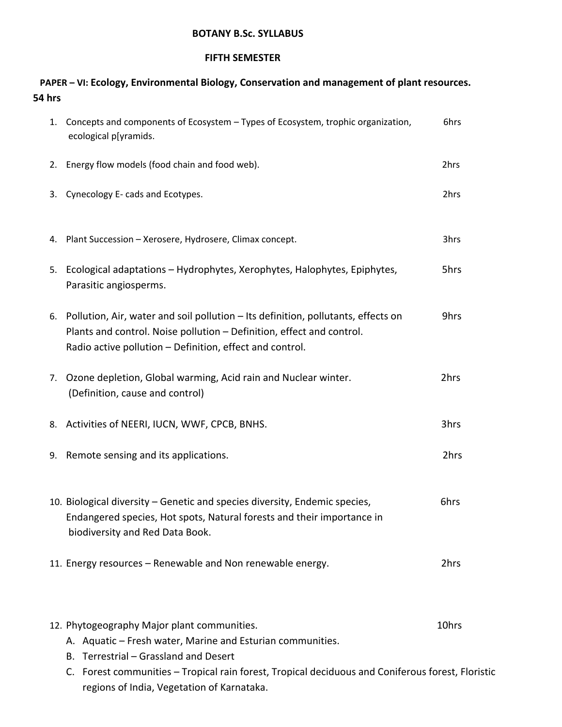# BOTANY B.Sc. SYLLABUS

## FIFTH SEMESTER

**PAPER – VI: Ecology, Environmental Biology, Conservation and management of plant resources.**
**54 hrs**

1. Concepts and components of Ecosystem – Types of Ecosystem, trophic organization, ecological p[yramids. — 6hrs

2. Energy flow models (food chain and food web). — 2hrs

3. Cynecology E- cads and Ecotypes. — 2hrs

4. Plant Succession – Xerosere, Hydrosere, Climax concept. — 3hrs

5. Ecological adaptations – Hydrophytes, Xerophytes, Halophytes, Epiphytes, Parasitic angiosperms. — 5hrs

6. Pollution, Air, water and soil pollution – Its definition, pollutants, effects on Plants and control. Noise pollution – Definition, effect and control. Radio active pollution – Definition, effect and control. — 9hrs

7. Ozone depletion, Global warming, Acid rain and Nuclear winter. (Definition, cause and control) — 2hrs

8. Activities of NEERI, IUCN, WWF, CPCB, BNHS. — 3hrs

9. Remote sensing and its applications. — 2hrs

10. Biological diversity – Genetic and species diversity, Endemic species, Endangered species, Hot spots, Natural forests and their importance in biodiversity and Red Data Book. — 6hrs

11. Energy resources – Renewable and Non renewable energy. — 2hrs

12. Phytogeography Major plant communities. — 10hrs
    A. Aquatic – Fresh water, Marine and Esturian communities.
    B. Terrestrial – Grassland and Desert
    C. Forest communities – Tropical rain forest, Tropical deciduous and Coniferous forest, Floristic regions of India, Vegetation of Karnataka.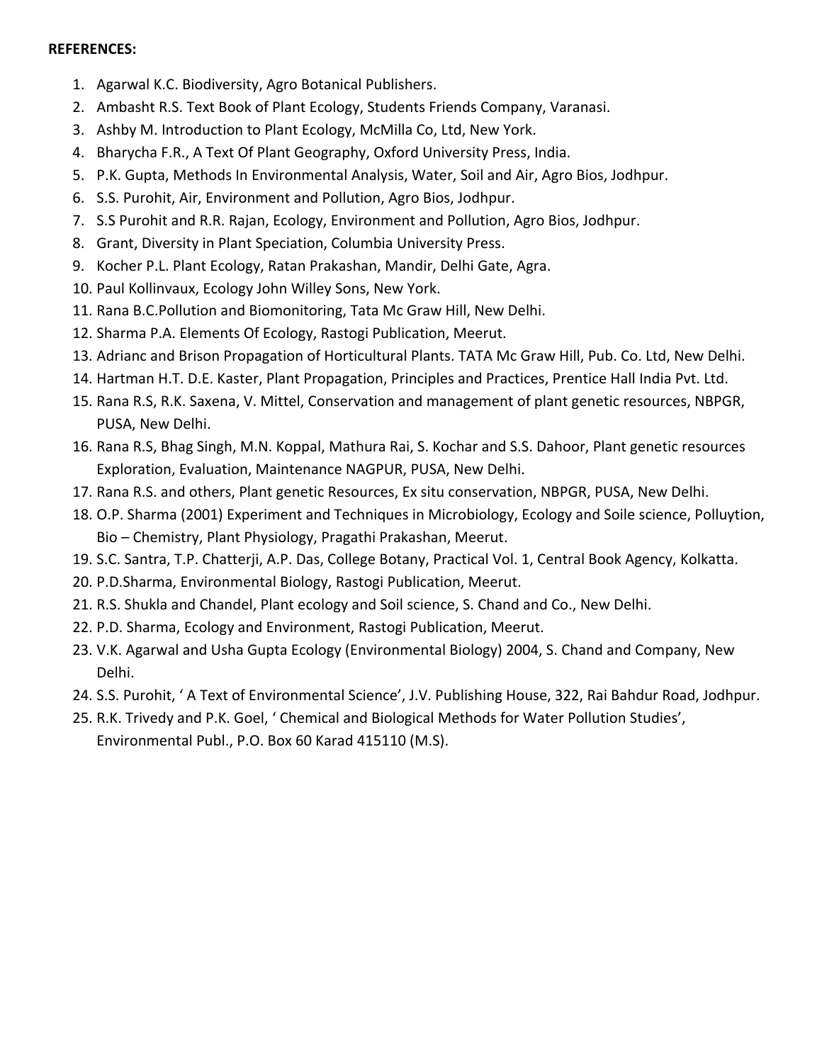**REFERENCES:**

1. Agarwal K.C. Biodiversity, Agro Botanical Publishers.
2. Ambasht R.S. Text Book of Plant Ecology, Students Friends Company, Varanasi.
3. Ashby M. Introduction to Plant Ecology, McMilla Co, Ltd, New York.
4. Bharycha F.R., A Text Of Plant Geography, Oxford University Press, India.
5. P.K. Gupta, Methods In Environmental Analysis, Water, Soil and Air, Agro Bios, Jodhpur.
6. S.S. Purohit, Air, Environment and Pollution, Agro Bios, Jodhpur.
7. S.S Purohit and R.R. Rajan, Ecology, Environment and Pollution, Agro Bios, Jodhpur.
8. Grant, Diversity in Plant Speciation, Columbia University Press.
9. Kocher P.L. Plant Ecology, Ratan Prakashan, Mandir, Delhi Gate, Agra.
10. Paul Kollinvaux, Ecology John Willey Sons, New York.
11. Rana B.C.Pollution and Biomonitoring, Tata Mc Graw Hill, New Delhi.
12. Sharma P.A. Elements Of Ecology, Rastogi Publication, Meerut.
13. Adrianc and Brison Propagation of Horticultural Plants. TATA Mc Graw Hill, Pub. Co. Ltd, New Delhi.
14. Hartman H.T. D.E. Kaster, Plant Propagation, Principles and Practices, Prentice Hall India Pvt. Ltd.
15. Rana R.S, R.K. Saxena, V. Mittel, Conservation and management of plant genetic resources, NBPGR, PUSA, New Delhi.
16. Rana R.S, Bhag Singh, M.N. Koppal, Mathura Rai, S. Kochar and S.S. Dahoor, Plant genetic resources Exploration, Evaluation, Maintenance NAGPUR, PUSA, New Delhi.
17. Rana R.S. and others, Plant genetic Resources, Ex situ conservation, NBPGR, PUSA, New Delhi.
18. O.P. Sharma (2001) Experiment and Techniques in Microbiology, Ecology and Soile science, Polluytion, Bio – Chemistry, Plant Physiology, Pragathi Prakashan, Meerut.
19. S.C. Santra, T.P. Chatterji, A.P. Das, College Botany, Practical Vol. 1, Central Book Agency, Kolkatta.
20. P.D.Sharma, Environmental Biology, Rastogi Publication, Meerut.
21. R.S. Shukla and Chandel, Plant ecology and Soil science, S. Chand and Co., New Delhi.
22. P.D. Sharma, Ecology and Environment, Rastogi Publication, Meerut.
23. V.K. Agarwal and Usha Gupta Ecology (Environmental Biology) 2004, S. Chand and Company, New Delhi.
24. S.S. Purohit, ' A Text of Environmental Science', J.V. Publishing House, 322, Rai Bahdur Road, Jodhpur.
25. R.K. Trivedy and P.K. Goel, ' Chemical and Biological Methods for Water Pollution Studies', Environmental Publ., P.O. Box 60 Karad 415110 (M.S).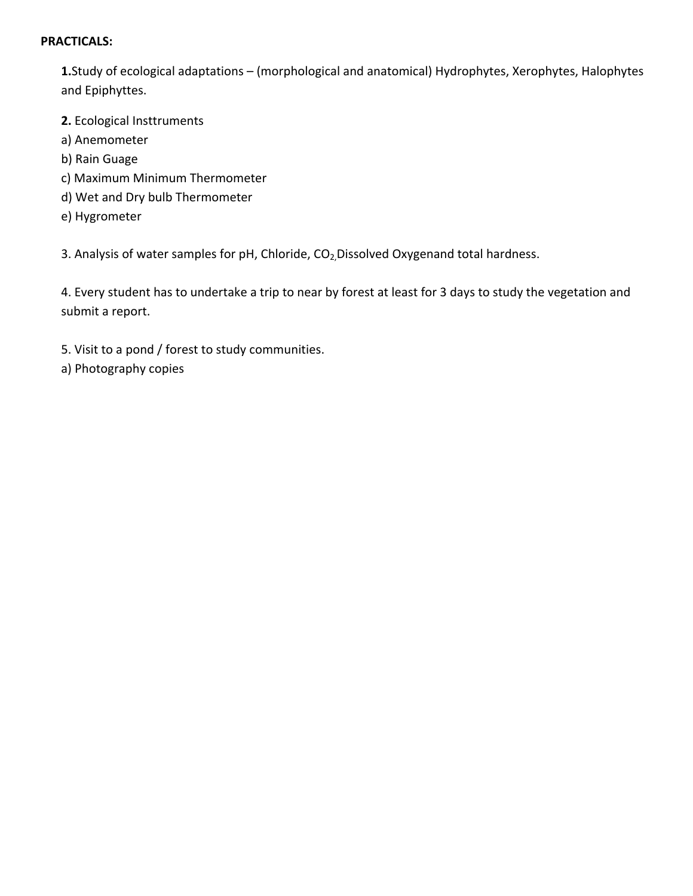**PRACTICALS:**

**1.**Study of ecological adaptations – (morphological and anatomical) Hydrophytes, Xerophytes, Halophytes and Epiphyttes.

**2.** Ecological Insttruments

a) Anemometer

b) Rain Guage

c) Maximum Minimum Thermometer

d) Wet and Dry bulb Thermometer

e) Hygrometer

3. Analysis of water samples for pH, Chloride, $CO_2$, Dissolved Oxygenand total hardness.

4. Every student has to undertake a trip to near by forest at least for 3 days to study the vegetation and submit a report.

5. Visit to a pond / forest to study communities.

a) Photography copies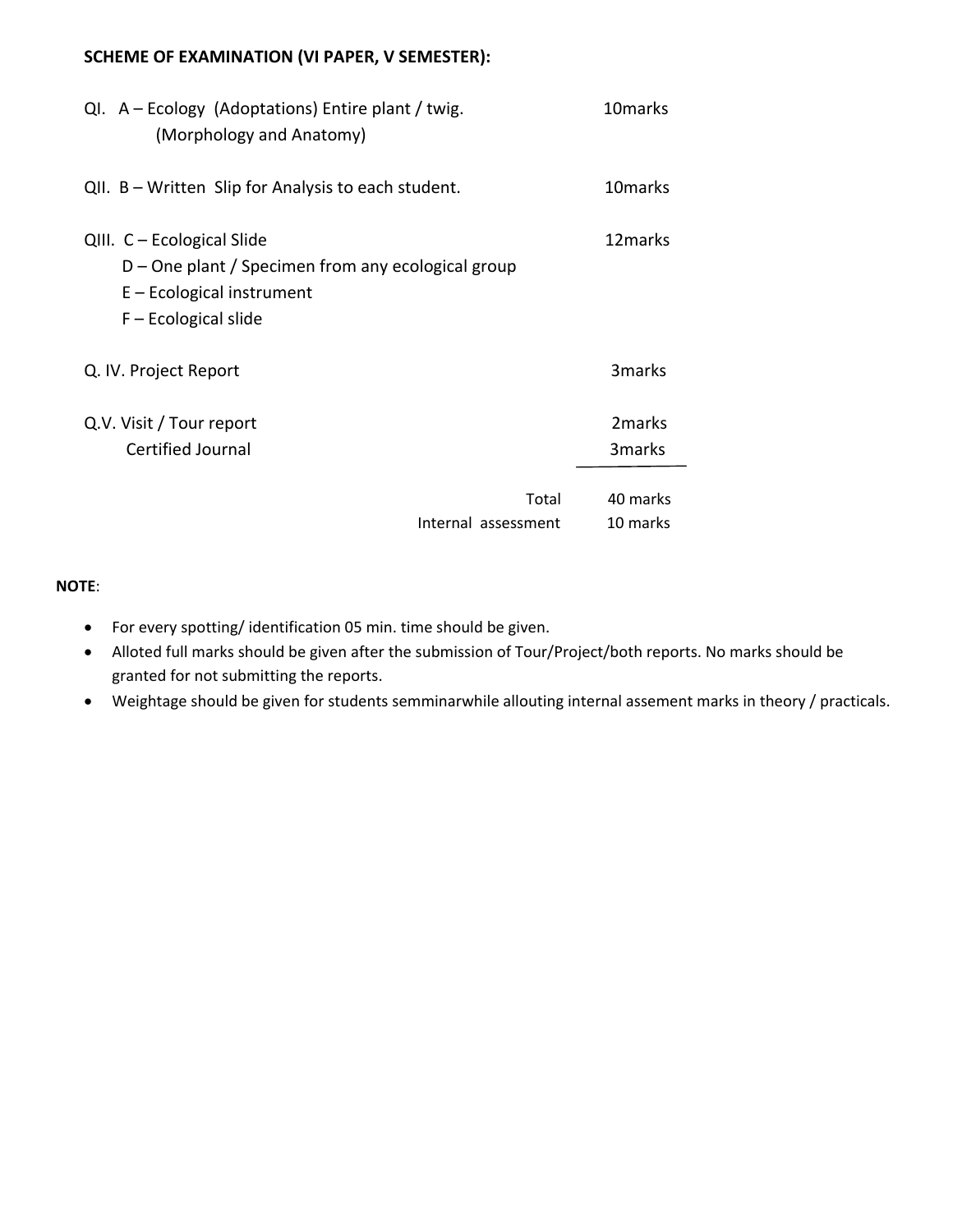**SCHEME OF EXAMINATION (VI PAPER, V SEMESTER):**

| | |
|---|---|
| QI. A – Ecology (Adoptations) Entire plant / twig. (Morphology and Anatomy) | 10marks |
| QII. B – Written Slip for Analysis to each student. | 10marks |
| QIII. C – Ecological Slide | 12marks |
| D – One plant / Specimen from any ecological group | |
| E – Ecological instrument | |
| F – Ecological slide | |
| Q. IV. Project Report | 3marks |
| Q.V. Visit / Tour report | 2marks |
| Certified Journal | 3marks |
| Total | 40 marks |
| Internal assessment | 10 marks |

**NOTE**:

- For every spotting/ identification 05 min. time should be given.
- Alloted full marks should be given after the submission of Tour/Project/both reports. No marks should be granted for not submitting the reports.
- Weightage should be given for students semminarwhile allouting internal assement marks in theory / practicals.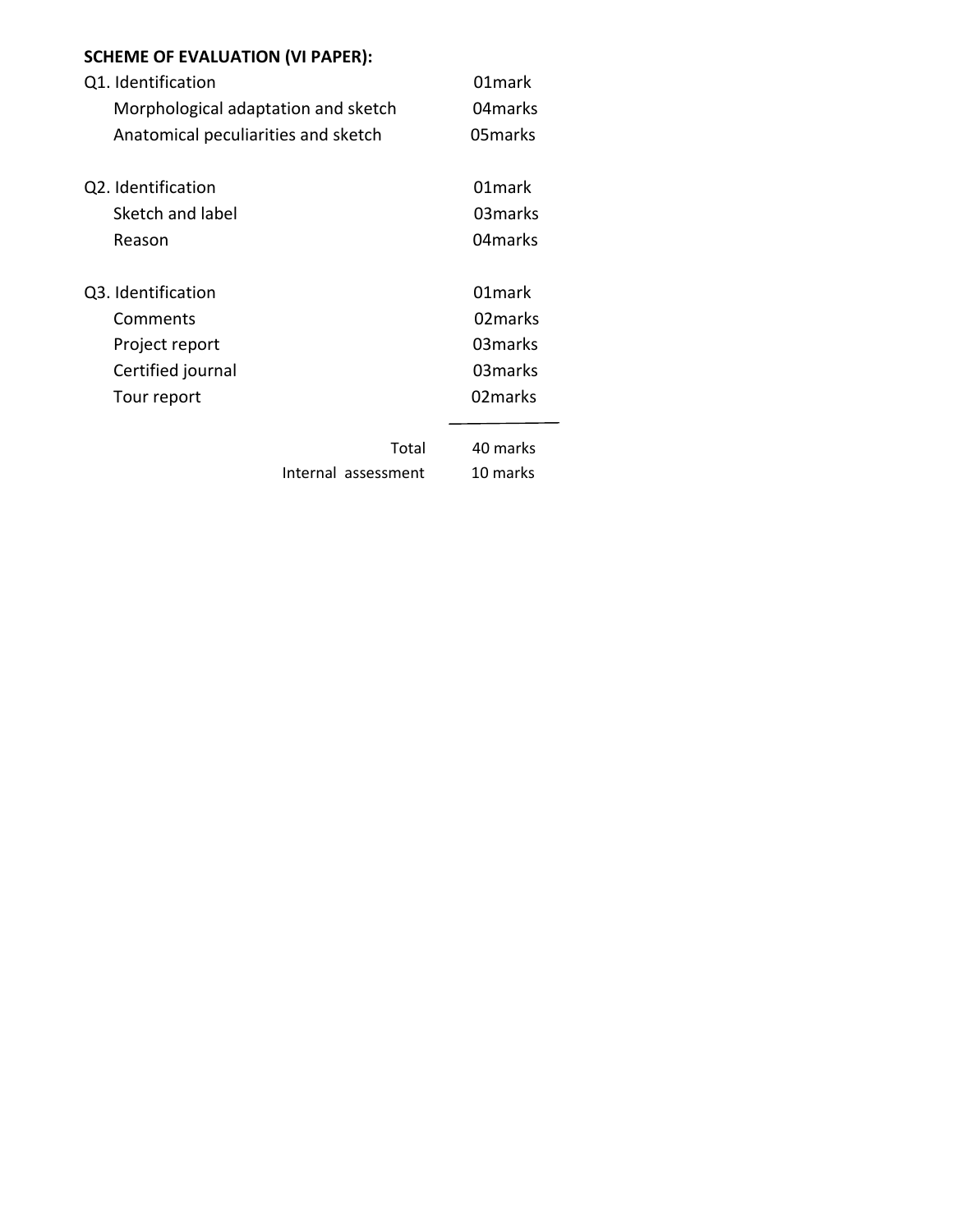**SCHEME OF EVALUATION (VI PAPER):**

| | |
|---|---|
| Q1. Identification | 01mark |
| Morphological adaptation and sketch | 04marks |
| Anatomical peculiarities and sketch | 05marks |
| Q2. Identification | 01mark |
| Sketch and label | 03marks |
| Reason | 04marks |
| Q3. Identification | 01mark |
| Comments | 02marks |
| Project report | 03marks |
| Certified journal | 03marks |
| Tour report | 02marks |
| Total | 40 marks |
| Internal assessment | 10 marks |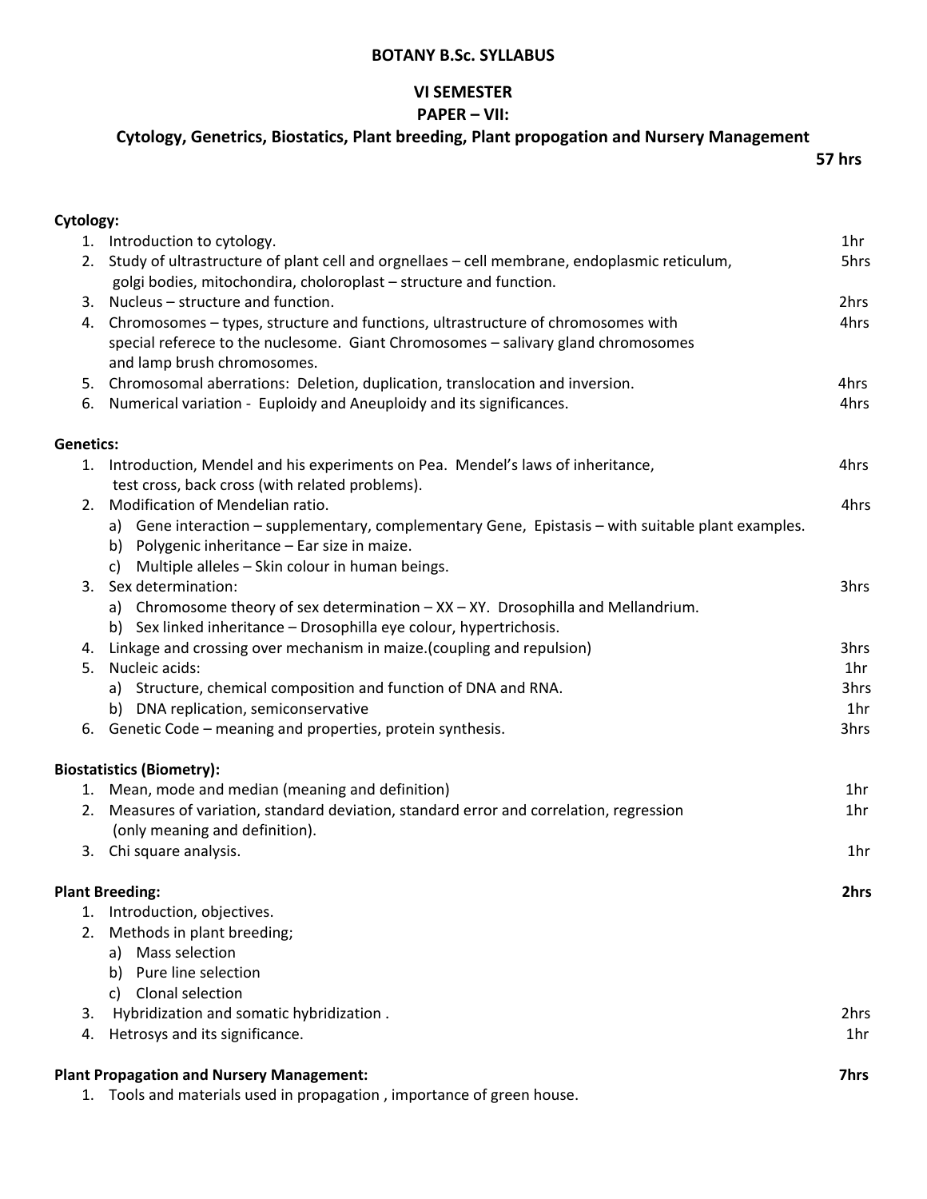# BOTANY B.Sc. SYLLABUS

## VI SEMESTER

## PAPER – VII:

## Cytology, Genetrics, Biostatics, Plant breeding, Plant propogation and Nursery Management

**57 hrs**

**Cytology:**

1. Introduction to cytology. 1hr
2. Study of ultrastructure of plant cell and orgnellaes – cell membrane, endoplasmic reticulum, golgi bodies, mitochondira, choloroplast – structure and function. 5hrs
3. Nucleus – structure and function. 2hrs
4. Chromosomes – types, structure and functions, ultrastructure of chromosomes with special referece to the nuclesome. Giant Chromosomes – salivary gland chromosomes and lamp brush chromosomes. 4hrs
5. Chromosomal aberrations: Deletion, duplication, translocation and inversion. 4hrs
6. Numerical variation - Euploidy and Aneuploidy and its significances. 4hrs

**Genetics:**

1. Introduction, Mendel and his experiments on Pea. Mendel's laws of inheritance, test cross, back cross (with related problems). 4hrs
2. Modification of Mendelian ratio. 4hrs
   a) Gene interaction – supplementary, complementary Gene, Epistasis – with suitable plant examples.
   b) Polygenic inheritance – Ear size in maize.
   c) Multiple alleles – Skin colour in human beings.
3. Sex determination: 3hrs
   a) Chromosome theory of sex determination – XX – XY. Drosophilla and Mellandrium.
   b) Sex linked inheritance – Drosophilla eye colour, hypertrichosis.
4. Linkage and crossing over mechanism in maize.(coupling and repulsion) 3hrs
5. Nucleic acids: 1hr
   a) Structure, chemical composition and function of DNA and RNA. 3hrs
   b) DNA replication, semiconservative 1hr
6. Genetic Code – meaning and properties, protein synthesis. 3hrs

**Biostatistics (Biometry):**

1. Mean, mode and median (meaning and definition) 1hr
2. Measures of variation, standard deviation, standard error and correlation, regression (only meaning and definition). 1hr
3. Chi square analysis. 1hr

**Plant Breeding:** **2hrs**

1. Introduction, objectives.
2. Methods in plant breeding;
   a) Mass selection
   b) Pure line selection
   c) Clonal selection
3. Hybridization and somatic hybridization . 2hrs
4. Hetrosys and its significance. 1hr

**Plant Propagation and Nursery Management:** **7hrs**

1. Tools and materials used in propagation , importance of green house.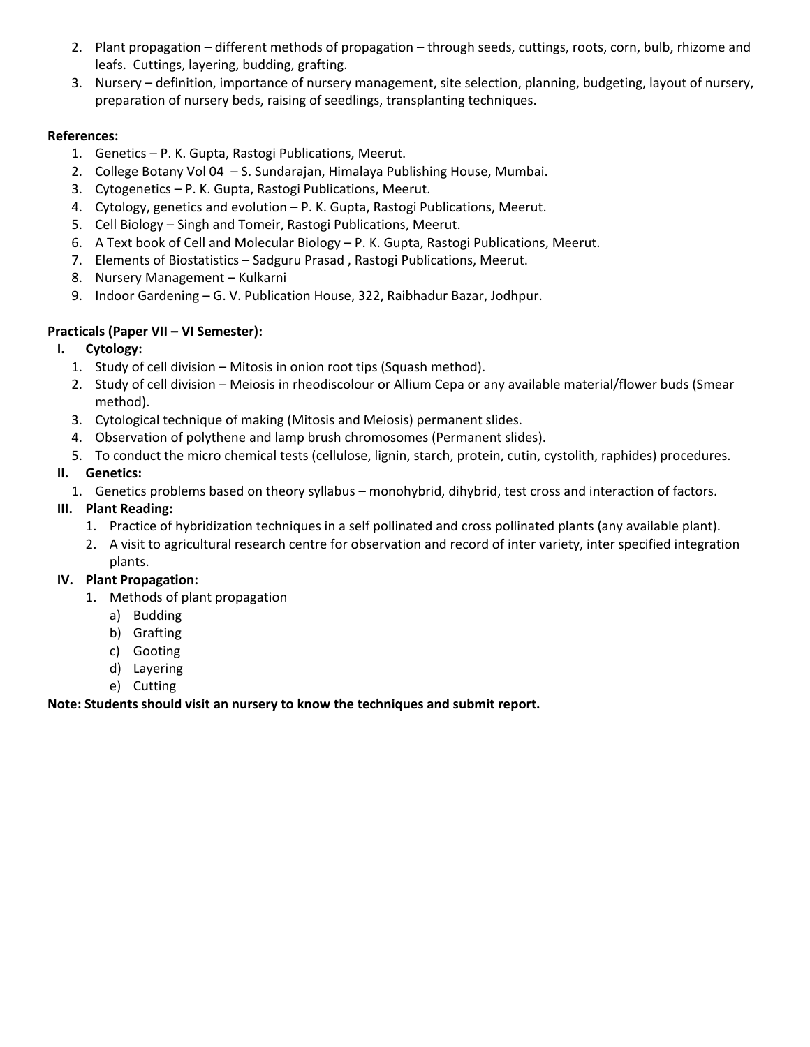2. Plant propagation – different methods of propagation – through seeds, cuttings, roots, corn, bulb, rhizome and leafs. Cuttings, layering, budding, grafting.
3. Nursery – definition, importance of nursery management, site selection, planning, budgeting, layout of nursery, preparation of nursery beds, raising of seedlings, transplanting techniques.

**References:**

1. Genetics – P. K. Gupta, Rastogi Publications, Meerut.
2. College Botany Vol 04 – S. Sundarajan, Himalaya Publishing House, Mumbai.
3. Cytogenetics – P. K. Gupta, Rastogi Publications, Meerut.
4. Cytology, genetics and evolution – P. K. Gupta, Rastogi Publications, Meerut.
5. Cell Biology – Singh and Tomeir, Rastogi Publications, Meerut.
6. A Text book of Cell and Molecular Biology – P. K. Gupta, Rastogi Publications, Meerut.
7. Elements of Biostatistics – Sadguru Prasad , Rastogi Publications, Meerut.
8. Nursery Management – Kulkarni
9. Indoor Gardening – G. V. Publication House, 322, Raibhadur Bazar, Jodhpur.

**Practicals (Paper VII – VI Semester):**

**I. Cytology:**

1. Study of cell division – Mitosis in onion root tips (Squash method).
2. Study of cell division – Meiosis in rheodiscolour or Allium Cepa or any available material/flower buds (Smear method).
3. Cytological technique of making (Mitosis and Meiosis) permanent slides.
4. Observation of polythene and lamp brush chromosomes (Permanent slides).
5. To conduct the micro chemical tests (cellulose, lignin, starch, protein, cutin, cystolith, raphides) procedures.

**II. Genetics:**

1. Genetics problems based on theory syllabus – monohybrid, dihybrid, test cross and interaction of factors.

**III. Plant Reading:**

1. Practice of hybridization techniques in a self pollinated and cross pollinated plants (any available plant).
2. A visit to agricultural research centre for observation and record of inter variety, inter specified integration plants.

**IV. Plant Propagation:**

1. Methods of plant propagation
   a) Budding
   b) Grafting
   c) Gooting
   d) Layering
   e) Cutting

**Note: Students should visit an nursery to know the techniques and submit report.**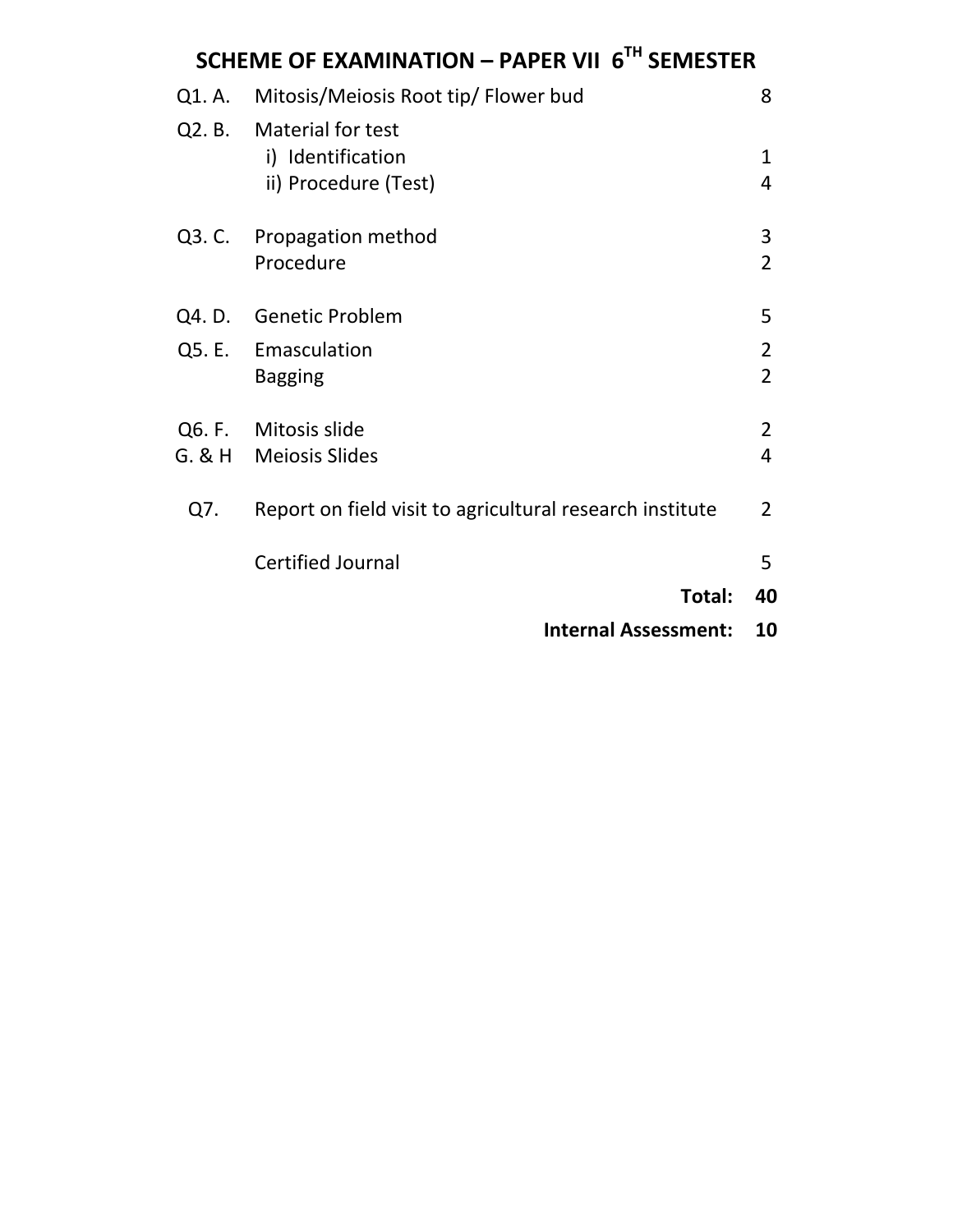## SCHEME OF EXAMINATION – PAPER VII 6$^{TH}$ SEMESTER

| | | |
|---|---|---|
| Q1. A. | Mitosis/Meiosis Root tip/ Flower bud | 8 |
| Q2. B. | Material for test | |
| | i) Identification | 1 |
| | ii) Procedure (Test) | 4 |
| Q3. C. | Propagation method | 3 |
| | Procedure | 2 |
| Q4. D. | Genetic Problem | 5 |
| Q5. E. | Emasculation | 2 |
| | Bagging | 2 |
| Q6. F. | Mitosis slide | 2 |
| G. & H | Meiosis Slides | 4 |
| Q7. | Report on field visit to agricultural research institute | 2 |
| | Certified Journal | 5 |
| | **Total:** | **40** |
| | **Internal Assessment:** | **10** |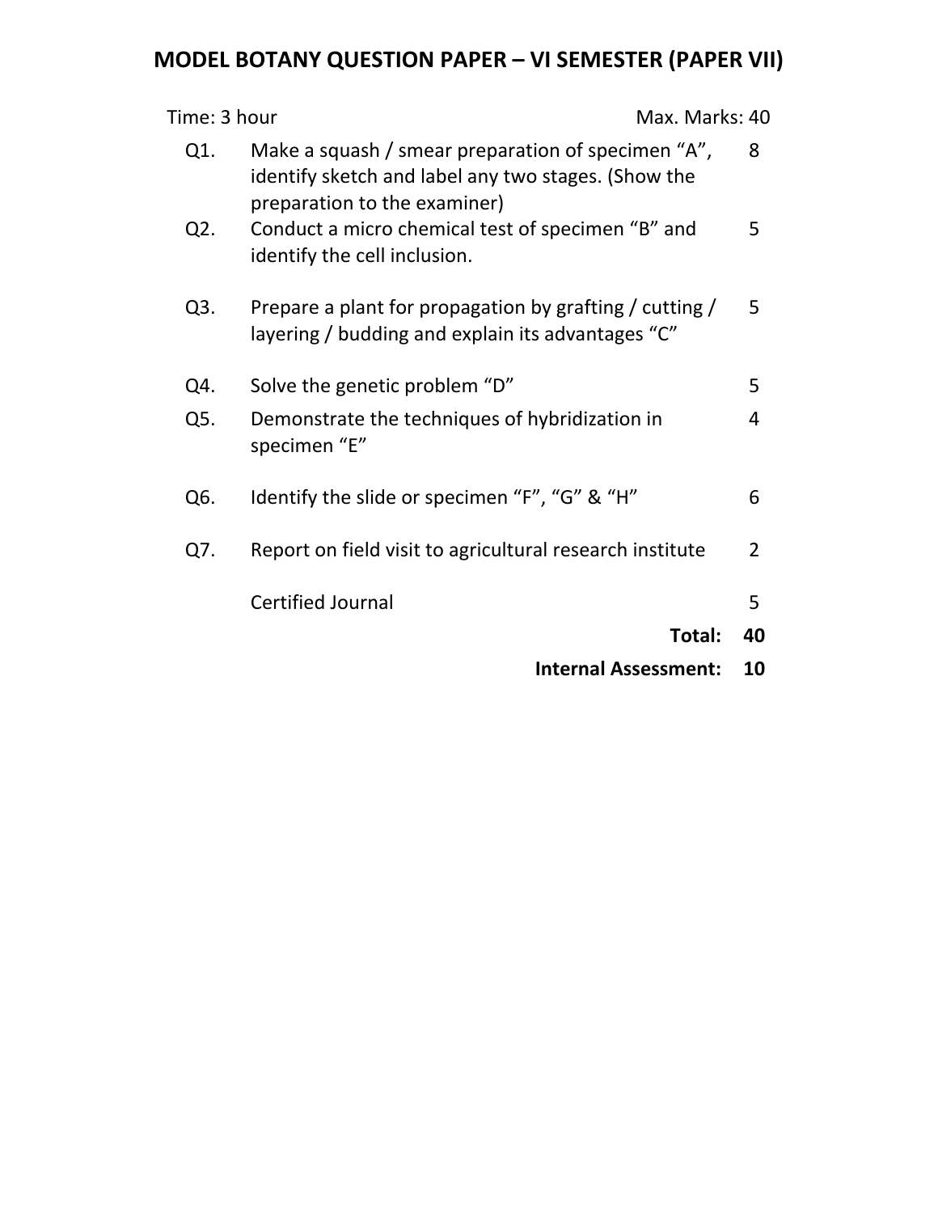# MODEL BOTANY QUESTION PAPER – VI SEMESTER (PAPER VII)

Time: 3 hour Max. Marks: 40

| | | |
|---|---|---|
| Q1. | Make a squash / smear preparation of specimen "A", identify sketch and label any two stages. (Show the preparation to the examiner) | 8 |
| Q2. | Conduct a micro chemical test of specimen "B" and identify the cell inclusion. | 5 |
| Q3. | Prepare a plant for propagation by grafting / cutting / layering / budding and explain its advantages "C" | 5 |
| Q4. | Solve the genetic problem "D" | 5 |
| Q5. | Demonstrate the techniques of hybridization in specimen "E" | 4 |
| Q6. | Identify the slide or specimen "F", "G" & "H" | 6 |
| Q7. | Report on field visit to agricultural research institute | 2 |
| | Certified Journal | 5 |
| | **Total:** | **40** |
| | **Internal Assessment:** | **10** |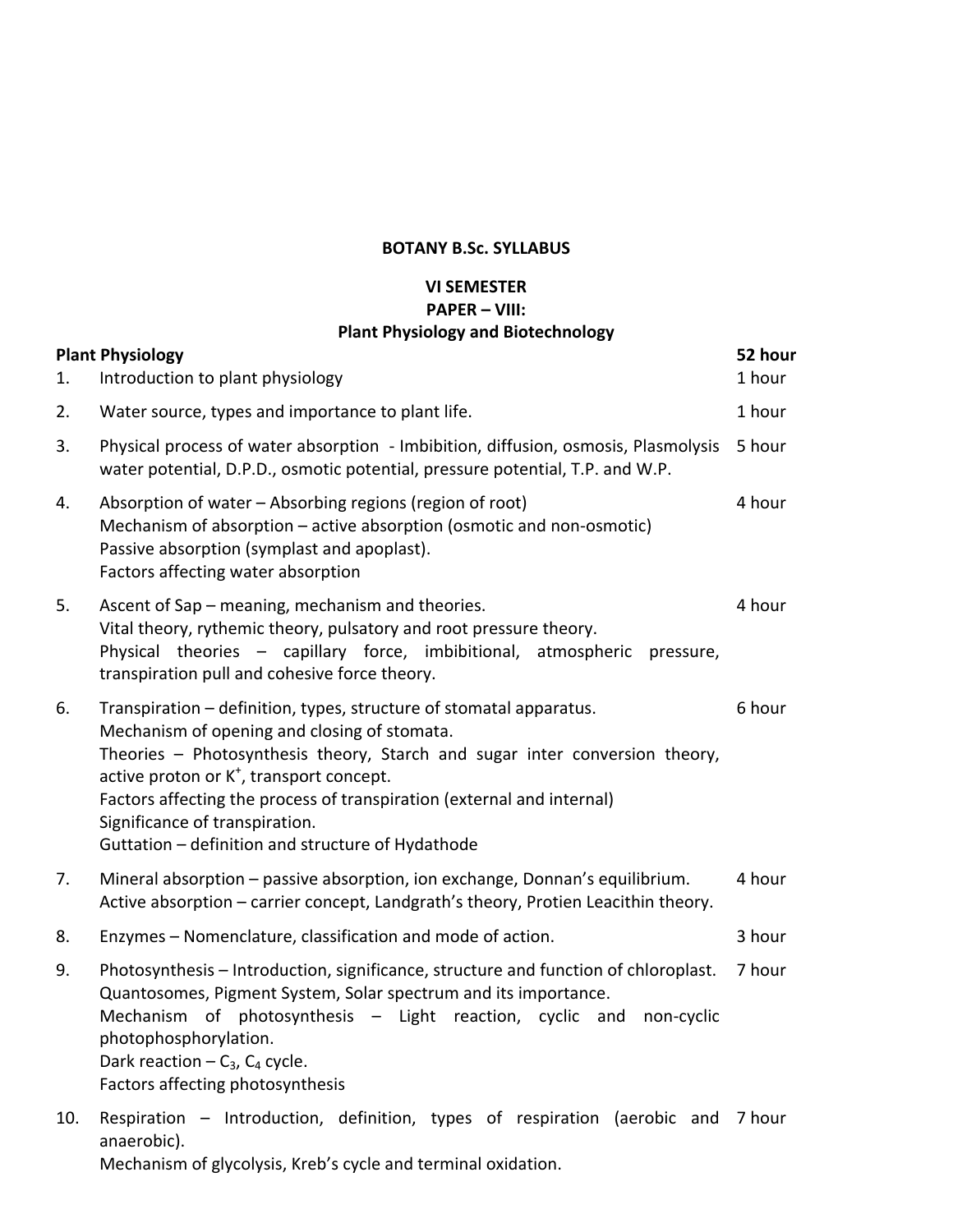**BOTANY B.Sc. SYLLABUS**

**VI SEMESTER**
**PAPER – VIII:**
**Plant Physiology and Biotechnology**

| | **Plant Physiology** | **52 hour** |
|---|---|---|
| 1. | Introduction to plant physiology | 1 hour |
| 2. | Water source, types and importance to plant life. | 1 hour |
| 3. | Physical process of water absorption - Imbibition, diffusion, osmosis, Plasmolysis water potential, D.P.D., osmotic potential, pressure potential, T.P. and W.P. | 5 hour |
| 4. | Absorption of water – Absorbing regions (region of root)<br>Mechanism of absorption – active absorption (osmotic and non-osmotic)<br>Passive absorption (symplast and apoplast).<br>Factors affecting water absorption | 4 hour |
| 5. | Ascent of Sap – meaning, mechanism and theories.<br>Vital theory, rythemic theory, pulsatory and root pressure theory.<br>Physical theories – capillary force, imbibitional, atmospheric pressure, transpiration pull and cohesive force theory. | 4 hour |
| 6. | Transpiration – definition, types, structure of stomatal apparatus.<br>Mechanism of opening and closing of stomata.<br>Theories – Photosynthesis theory, Starch and sugar inter conversion theory, active proton or $K^+$, transport concept.<br>Factors affecting the process of transpiration (external and internal)<br>Significance of transpiration.<br>Guttation – definition and structure of Hydathode | 6 hour |
| 7. | Mineral absorption – passive absorption, ion exchange, Donnan's equilibrium.<br>Active absorption – carrier concept, Landgrath's theory, Protien Leacithin theory. | 4 hour |
| 8. | Enzymes – Nomenclature, classification and mode of action. | 3 hour |
| 9. | Photosynthesis – Introduction, significance, structure and function of chloroplast.<br>Quantosomes, Pigment System, Solar spectrum and its importance.<br>Mechanism of photosynthesis – Light reaction, cyclic and non-cyclic photophosphorylation.<br>Dark reaction – $C_3$, $C_4$ cycle.<br>Factors affecting photosynthesis | 7 hour |
| 10. | Respiration – Introduction, definition, types of respiration (aerobic and anaerobic).<br>Mechanism of glycolysis, Kreb's cycle and terminal oxidation. | 7 hour |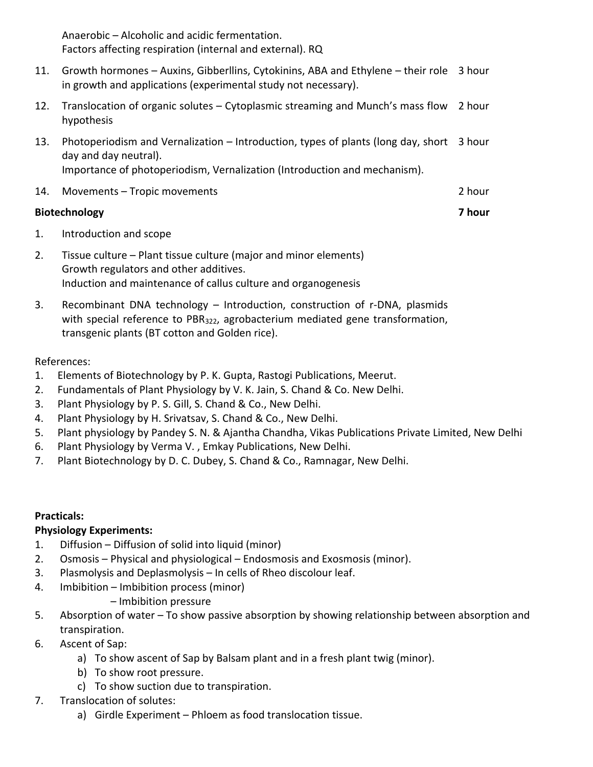Anaerobic – Alcoholic and acidic fermentation.
Factors affecting respiration (internal and external). RQ

11. Growth hormones – Auxins, Gibberllins, Cytokinins, ABA and Ethylene – their role in growth and applications (experimental study not necessary). 3 hour

12. Translocation of organic solutes – Cytoplasmic streaming and Munch's mass flow hypothesis 2 hour

13. Photoperiodism and Vernalization – Introduction, types of plants (long day, short day and day neutral).
Importance of photoperiodism, Vernalization (Introduction and mechanism). 3 hour

14. Movements – Tropic movements 2 hour

**Biotechnology** **7 hour**

1. Introduction and scope

2. Tissue culture – Plant tissue culture (major and minor elements)
Growth regulators and other additives.
Induction and maintenance of callus culture and organogenesis

3. Recombinant DNA technology – Introduction, construction of r-DNA, plasmids with special reference to $PBR_{322}$, agrobacterium mediated gene transformation, transgenic plants (BT cotton and Golden rice).

References:

1. Elements of Biotechnology by P. K. Gupta, Rastogi Publications, Meerut.
2. Fundamentals of Plant Physiology by V. K. Jain, S. Chand & Co. New Delhi.
3. Plant Physiology by P. S. Gill, S. Chand & Co., New Delhi.
4. Plant Physiology by H. Srivatsav, S. Chand & Co., New Delhi.
5. Plant physiology by Pandey S. N. & Ajantha Chandha, Vikas Publications Private Limited, New Delhi
6. Plant Physiology by Verma V. , Emkay Publications, New Delhi.
7. Plant Biotechnology by D. C. Dubey, S. Chand & Co., Ramnagar, New Delhi.

**Practicals:**

**Physiology Experiments:**

1. Diffusion – Diffusion of solid into liquid (minor)
2. Osmosis – Physical and physiological – Endosmosis and Exosmosis (minor).
3. Plasmolysis and Deplasmolysis – In cells of Rheo discolour leaf.
4. Imbibition – Imbibition process (minor)
   – Imbibition pressure
5. Absorption of water – To show passive absorption by showing relationship between absorption and transpiration.
6. Ascent of Sap:
   a) To show ascent of Sap by Balsam plant and in a fresh plant twig (minor).
   b) To show root pressure.
   c) To show suction due to transpiration.
7. Translocation of solutes:
   a) Girdle Experiment – Phloem as food translocation tissue.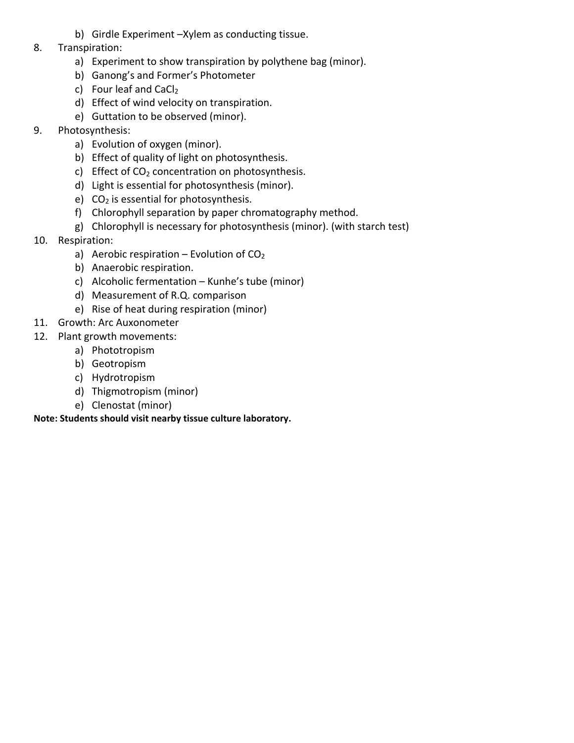b) Girdle Experiment –Xylem as conducting tissue.

8. Transpiration:
   a) Experiment to show transpiration by polythene bag (minor).
   b) Ganong's and Former's Photometer
   c) Four leaf and $CaCl_2$
   d) Effect of wind velocity on transpiration.
   e) Guttation to be observed (minor).
9. Photosynthesis:
   a) Evolution of oxygen (minor).
   b) Effect of quality of light on photosynthesis.
   c) Effect of $CO_2$ concentration on photosynthesis.
   d) Light is essential for photosynthesis (minor).
   e) $CO_2$ is essential for photosynthesis.
   f) Chlorophyll separation by paper chromatography method.
   g) Chlorophyll is necessary for photosynthesis (minor). (with starch test)
10. Respiration:
    a) Aerobic respiration – Evolution of $CO_2$
    b) Anaerobic respiration.
    c) Alcoholic fermentation – Kunhe's tube (minor)
    d) Measurement of R.Q. comparison
    e) Rise of heat during respiration (minor)
11. Growth: Arc Auxonometer
12. Plant growth movements:
    a) Phototropism
    b) Geotropism
    c) Hydrotropism
    d) Thigmotropism (minor)
    e) Clenostat (minor)

**Note: Students should visit nearby tissue culture laboratory.**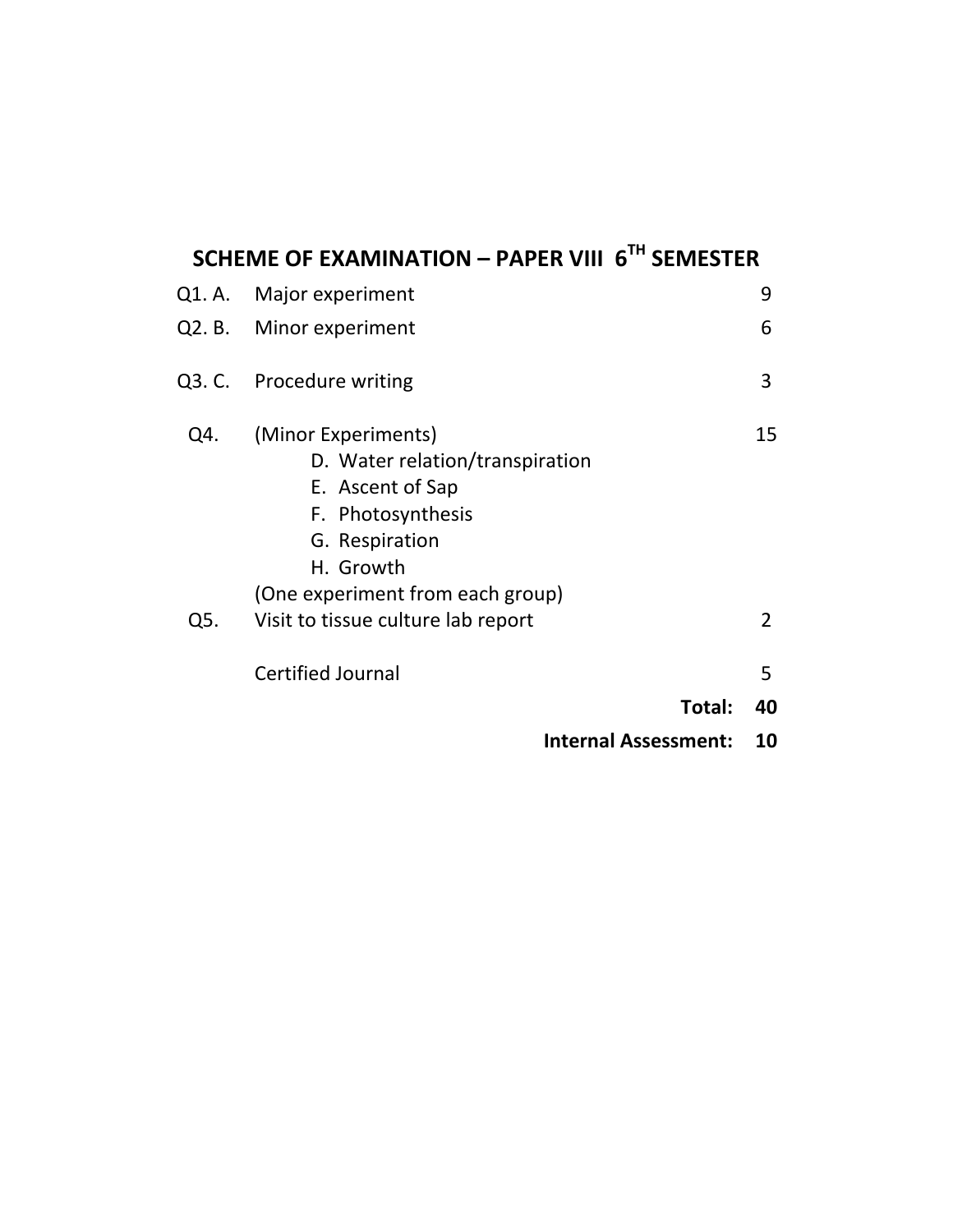## SCHEME OF EXAMINATION – PAPER VIII 6TH SEMESTER

| | | |
|---|---|---|
| Q1. A. | Major experiment | 9 |
| Q2. B. | Minor experiment | 6 |
| Q3. C. | Procedure writing | 3 |
| Q4. | (Minor Experiments)<br>D. Water relation/transpiration<br>E. Ascent of Sap<br>F. Photosynthesis<br>G. Respiration<br>H. Growth<br>(One experiment from each group) | 15 |
| Q5. | Visit to tissue culture lab report | 2 |
| | Certified Journal | 5 |
| | **Total:** | **40** |
| | **Internal Assessment:** | **10** |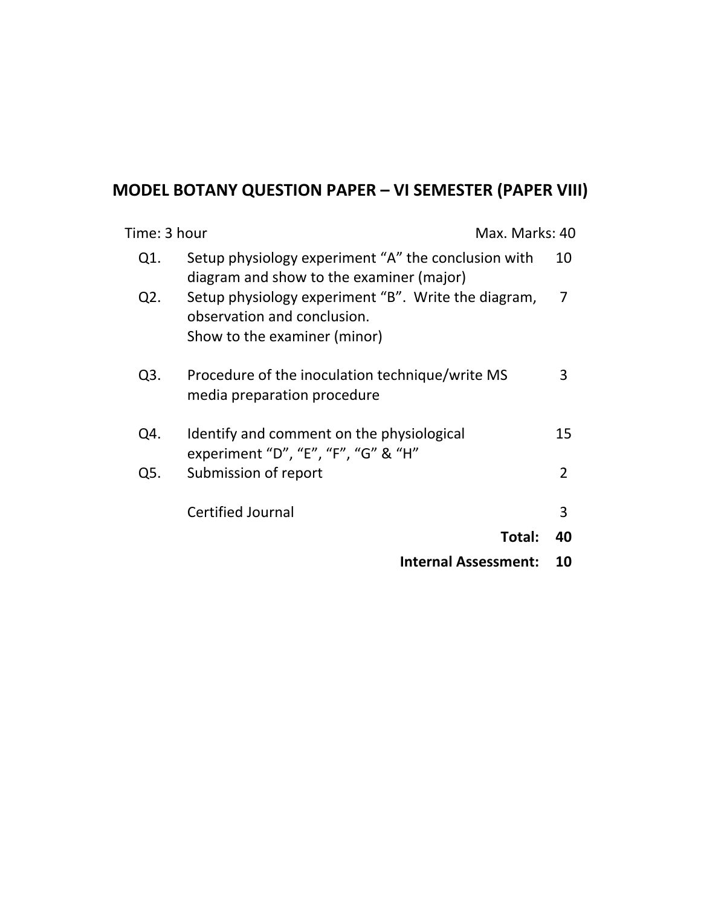## MODEL BOTANY QUESTION PAPER – VI SEMESTER (PAPER VIII)

Time: 3 hour | Max. Marks: 40

| | | |
|---|---|---|
| Q1. | Setup physiology experiment "A" the conclusion with diagram and show to the examiner (major) | 10 |
| Q2. | Setup physiology experiment "B". Write the diagram, observation and conclusion. Show to the examiner (minor) | 7 |
| Q3. | Procedure of the inoculation technique/write MS media preparation procedure | 3 |
| Q4. | Identify and comment on the physiological experiment "D", "E", "F", "G" & "H" | 15 |
| Q5. | Submission of report | 2 |
| | Certified Journal | 3 |
| | **Total:** | **40** |
| | **Internal Assessment:** | **10** |